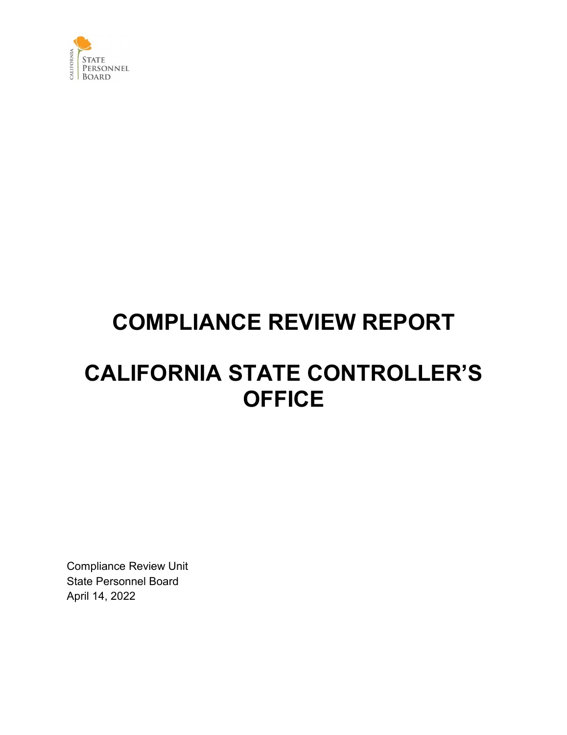CALIFORNIA STATE PERSONNEL BOARD

# COMPLIANCE REVIEW REPORT

# CALIFORNIA STATE CONTROLLER'S OFFICE

Compliance Review Unit
State Personnel Board
April 14, 2022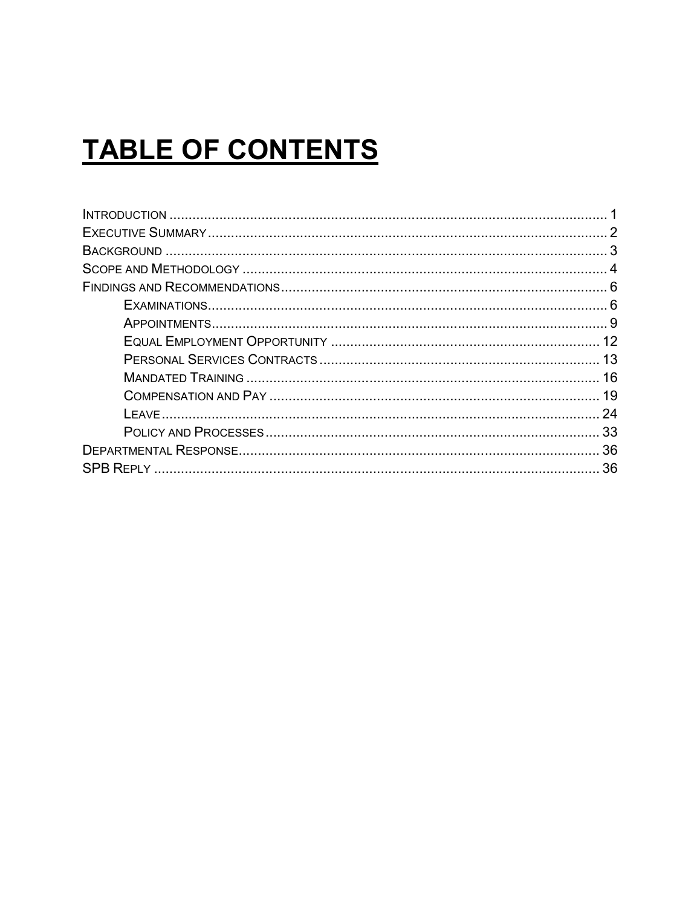# TABLE OF CONTENTS

- Introduction ... 1
- Executive Summary ... 2
- Background ... 3
- Scope and Methodology ... 4
- Findings and Recommendations ... 6
  - Examinations ... 6
  - Appointments ... 9
  - Equal Employment Opportunity ... 12
  - Personal Services Contracts ... 13
  - Mandated Training ... 16
  - Compensation and Pay ... 19
  - Leave ... 24
  - Policy and Processes ... 33
- Departmental Response ... 36
- SPB Reply ... 36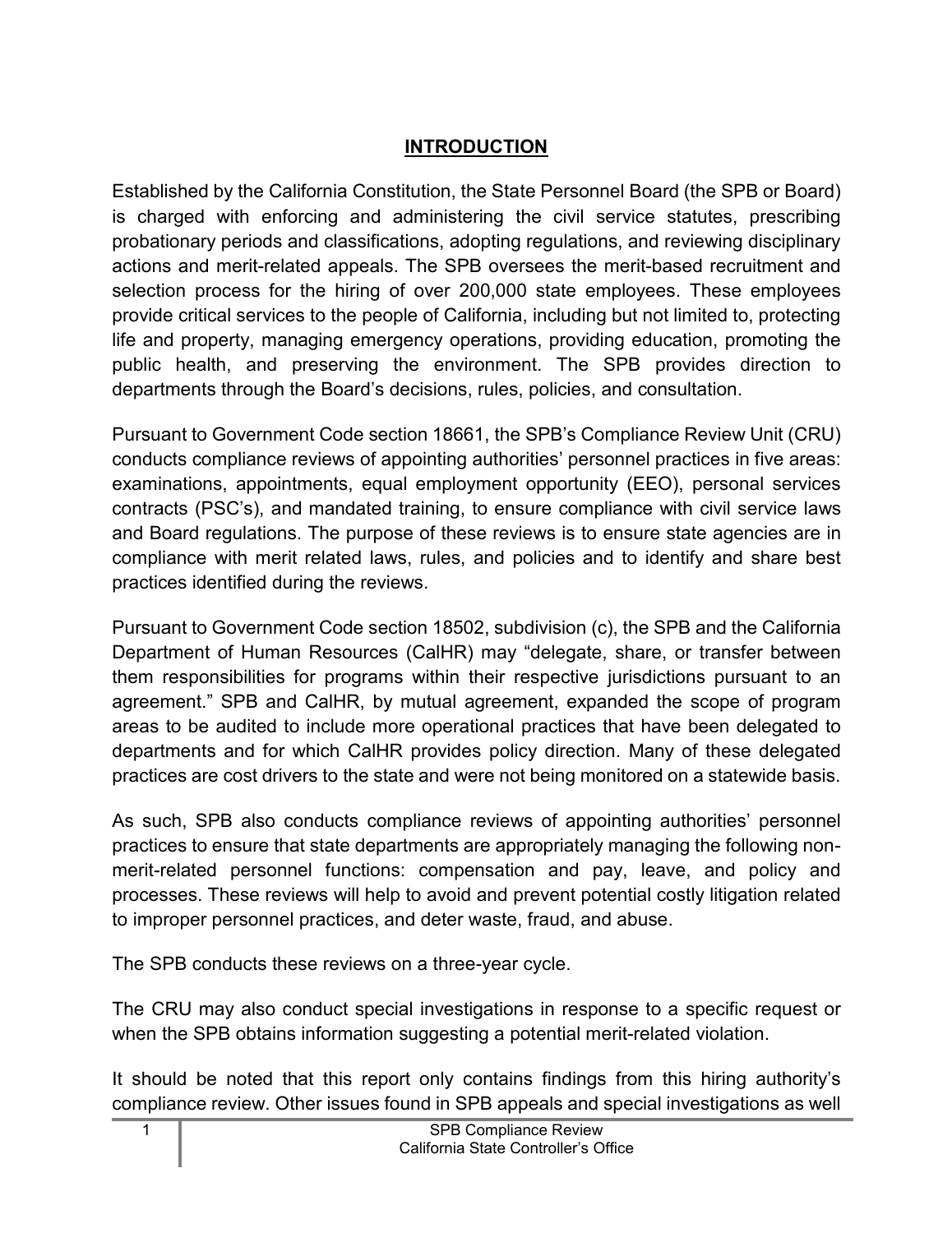## **INTRODUCTION**

Established by the California Constitution, the State Personnel Board (the SPB or Board) is charged with enforcing and administering the civil service statutes, prescribing probationary periods and classifications, adopting regulations, and reviewing disciplinary actions and merit-related appeals. The SPB oversees the merit-based recruitment and selection process for the hiring of over 200,000 state employees. These employees provide critical services to the people of California, including but not limited to, protecting life and property, managing emergency operations, providing education, promoting the public health, and preserving the environment. The SPB provides direction to departments through the Board's decisions, rules, policies, and consultation.

Pursuant to Government Code section 18661, the SPB's Compliance Review Unit (CRU) conducts compliance reviews of appointing authorities' personnel practices in five areas: examinations, appointments, equal employment opportunity (EEO), personal services contracts (PSC's), and mandated training, to ensure compliance with civil service laws and Board regulations. The purpose of these reviews is to ensure state agencies are in compliance with merit related laws, rules, and policies and to identify and share best practices identified during the reviews.

Pursuant to Government Code section 18502, subdivision (c), the SPB and the California Department of Human Resources (CalHR) may "delegate, share, or transfer between them responsibilities for programs within their respective jurisdictions pursuant to an agreement." SPB and CalHR, by mutual agreement, expanded the scope of program areas to be audited to include more operational practices that have been delegated to departments and for which CalHR provides policy direction. Many of these delegated practices are cost drivers to the state and were not being monitored on a statewide basis.

As such, SPB also conducts compliance reviews of appointing authorities' personnel practices to ensure that state departments are appropriately managing the following non-merit-related personnel functions: compensation and pay, leave, and policy and processes. These reviews will help to avoid and prevent potential costly litigation related to improper personnel practices, and deter waste, fraud, and abuse.

The SPB conducts these reviews on a three-year cycle.

The CRU may also conduct special investigations in response to a specific request or when the SPB obtains information suggesting a potential merit-related violation.

It should be noted that this report only contains findings from this hiring authority's compliance review. Other issues found in SPB appeals and special investigations as well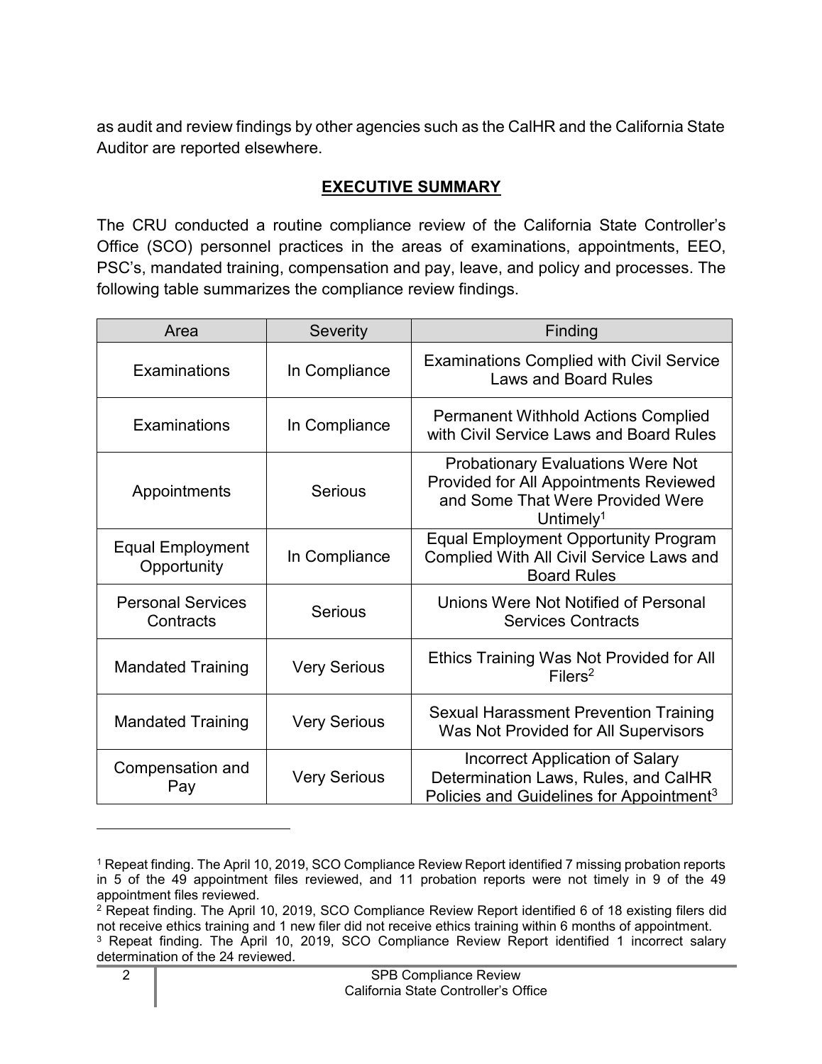as audit and review findings by other agencies such as the CalHR and the California State Auditor are reported elsewhere.

## EXECUTIVE SUMMARY

The CRU conducted a routine compliance review of the California State Controller's Office (SCO) personnel practices in the areas of examinations, appointments, EEO, PSC's, mandated training, compensation and pay, leave, and policy and processes. The following table summarizes the compliance review findings.

| Area | Severity | Finding |
|---|---|---|
| Examinations | In Compliance | Examinations Complied with Civil Service Laws and Board Rules |
| Examinations | In Compliance | Permanent Withhold Actions Complied with Civil Service Laws and Board Rules |
| Appointments | Serious | Probationary Evaluations Were Not Provided for All Appointments Reviewed and Some That Were Provided Were Untimely[1] |
| Equal Employment Opportunity | In Compliance | Equal Employment Opportunity Program Complied With All Civil Service Laws and Board Rules |
| Personal Services Contracts | Serious | Unions Were Not Notified of Personal Services Contracts |
| Mandated Training | Very Serious | Ethics Training Was Not Provided for All Filers[2] |
| Mandated Training | Very Serious | Sexual Harassment Prevention Training Was Not Provided for All Supervisors |
| Compensation and Pay | Very Serious | Incorrect Application of Salary Determination Laws, Rules, and CalHR Policies and Guidelines for Appointment[3] |

[1] Repeat finding. The April 10, 2019, SCO Compliance Review Report identified 7 missing probation reports in 5 of the 49 appointment files reviewed, and 11 probation reports were not timely in 9 of the 49 appointment files reviewed.

[2] Repeat finding. The April 10, 2019, SCO Compliance Review Report identified 6 of 18 existing filers did not receive ethics training and 1 new filer did not receive ethics training within 6 months of appointment.

[3] Repeat finding. The April 10, 2019, SCO Compliance Review Report identified 1 incorrect salary determination of the 24 reviewed.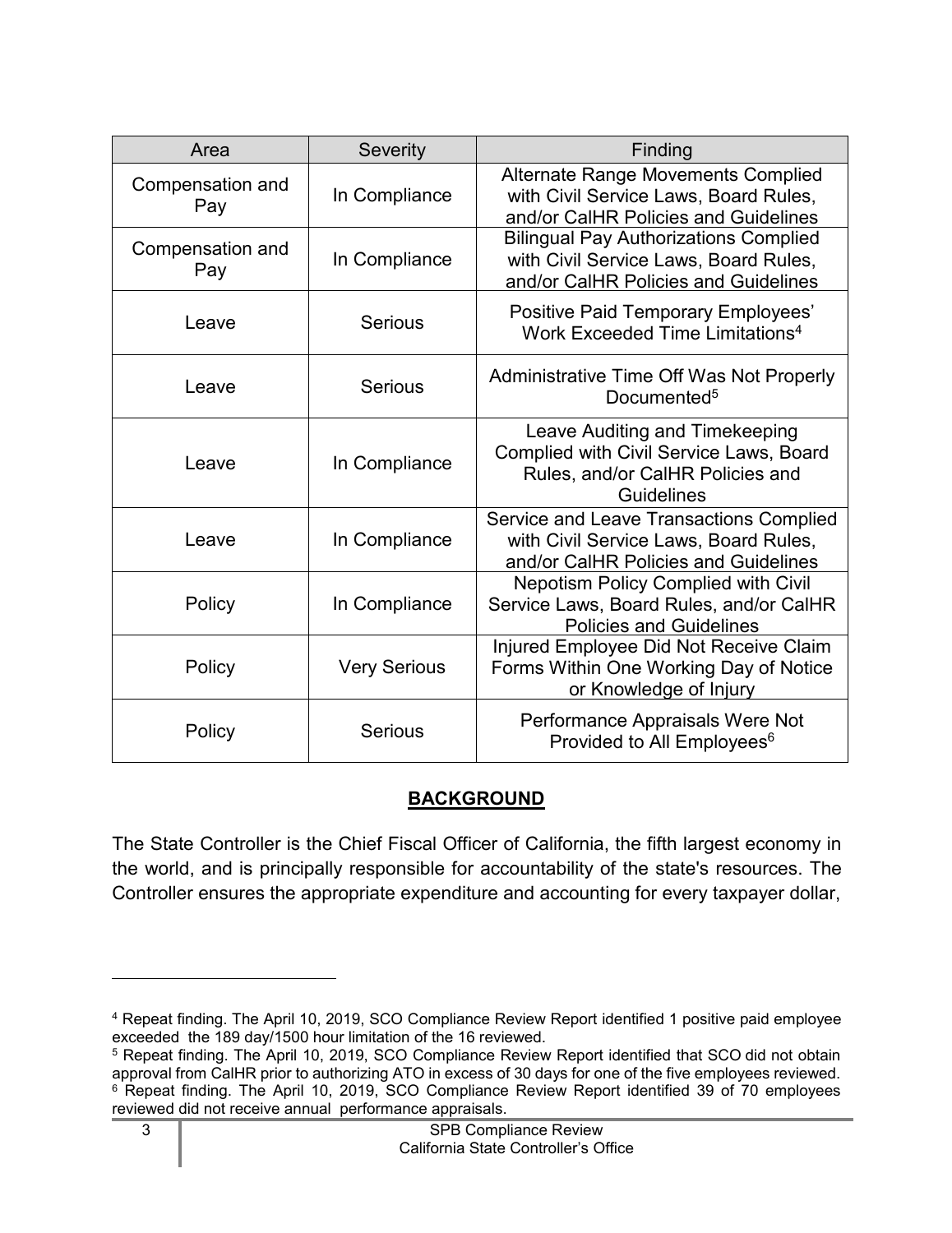| Area | Severity | Finding |
| --- | --- | --- |
| Compensation and Pay | In Compliance | Alternate Range Movements Complied with Civil Service Laws, Board Rules, and/or CalHR Policies and Guidelines |
| Compensation and Pay | In Compliance | Bilingual Pay Authorizations Complied with Civil Service Laws, Board Rules, and/or CalHR Policies and Guidelines |
| Leave | Serious | Positive Paid Temporary Employees' Work Exceeded Time Limitations[4] |
| Leave | Serious | Administrative Time Off Was Not Properly Documented[5] |
| Leave | In Compliance | Leave Auditing and Timekeeping Complied with Civil Service Laws, Board Rules, and/or CalHR Policies and Guidelines |
| Leave | In Compliance | Service and Leave Transactions Complied with Civil Service Laws, Board Rules, and/or CalHR Policies and Guidelines |
| Policy | In Compliance | Nepotism Policy Complied with Civil Service Laws, Board Rules, and/or CalHR Policies and Guidelines |
| Policy | Very Serious | Injured Employee Did Not Receive Claim Forms Within One Working Day of Notice or Knowledge of Injury |
| Policy | Serious | Performance Appraisals Were Not Provided to All Employees[6] |

## BACKGROUND

The State Controller is the Chief Fiscal Officer of California, the fifth largest economy in the world, and is principally responsible for accountability of the state's resources. The Controller ensures the appropriate expenditure and accounting for every taxpayer dollar,

[4] Repeat finding. The April 10, 2019, SCO Compliance Review Report identified 1 positive paid employee exceeded the 189 day/1500 hour limitation of the 16 reviewed.

[5] Repeat finding. The April 10, 2019, SCO Compliance Review Report identified that SCO did not obtain approval from CalHR prior to authorizing ATO in excess of 30 days for one of the five employees reviewed.

[6] Repeat finding. The April 10, 2019, SCO Compliance Review Report identified 39 of 70 employees reviewed did not receive annual performance appraisals.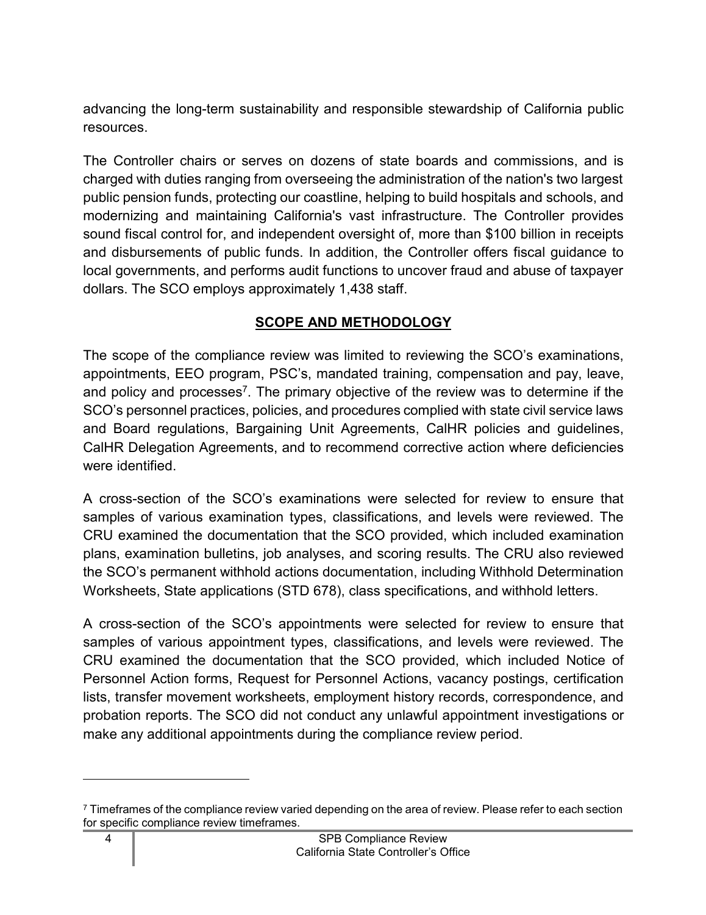advancing the long-term sustainability and responsible stewardship of California public resources.

The Controller chairs or serves on dozens of state boards and commissions, and is charged with duties ranging from overseeing the administration of the nation's two largest public pension funds, protecting our coastline, helping to build hospitals and schools, and modernizing and maintaining California's vast infrastructure. The Controller provides sound fiscal control for, and independent oversight of, more than $100 billion in receipts and disbursements of public funds. In addition, the Controller offers fiscal guidance to local governments, and performs audit functions to uncover fraud and abuse of taxpayer dollars. The SCO employs approximately 1,438 staff.

## SCOPE AND METHODOLOGY

The scope of the compliance review was limited to reviewing the SCO's examinations, appointments, EEO program, PSC's, mandated training, compensation and pay, leave, and policy and processes[7]. The primary objective of the review was to determine if the SCO's personnel practices, policies, and procedures complied with state civil service laws and Board regulations, Bargaining Unit Agreements, CalHR policies and guidelines, CalHR Delegation Agreements, and to recommend corrective action where deficiencies were identified.

A cross-section of the SCO's examinations were selected for review to ensure that samples of various examination types, classifications, and levels were reviewed. The CRU examined the documentation that the SCO provided, which included examination plans, examination bulletins, job analyses, and scoring results. The CRU also reviewed the SCO's permanent withhold actions documentation, including Withhold Determination Worksheets, State applications (STD 678), class specifications, and withhold letters.

A cross-section of the SCO's appointments were selected for review to ensure that samples of various appointment types, classifications, and levels were reviewed. The CRU examined the documentation that the SCO provided, which included Notice of Personnel Action forms, Request for Personnel Actions, vacancy postings, certification lists, transfer movement worksheets, employment history records, correspondence, and probation reports. The SCO did not conduct any unlawful appointment investigations or make any additional appointments during the compliance review period.

---

[7] Timeframes of the compliance review varied depending on the area of review. Please refer to each section for specific compliance review timeframes.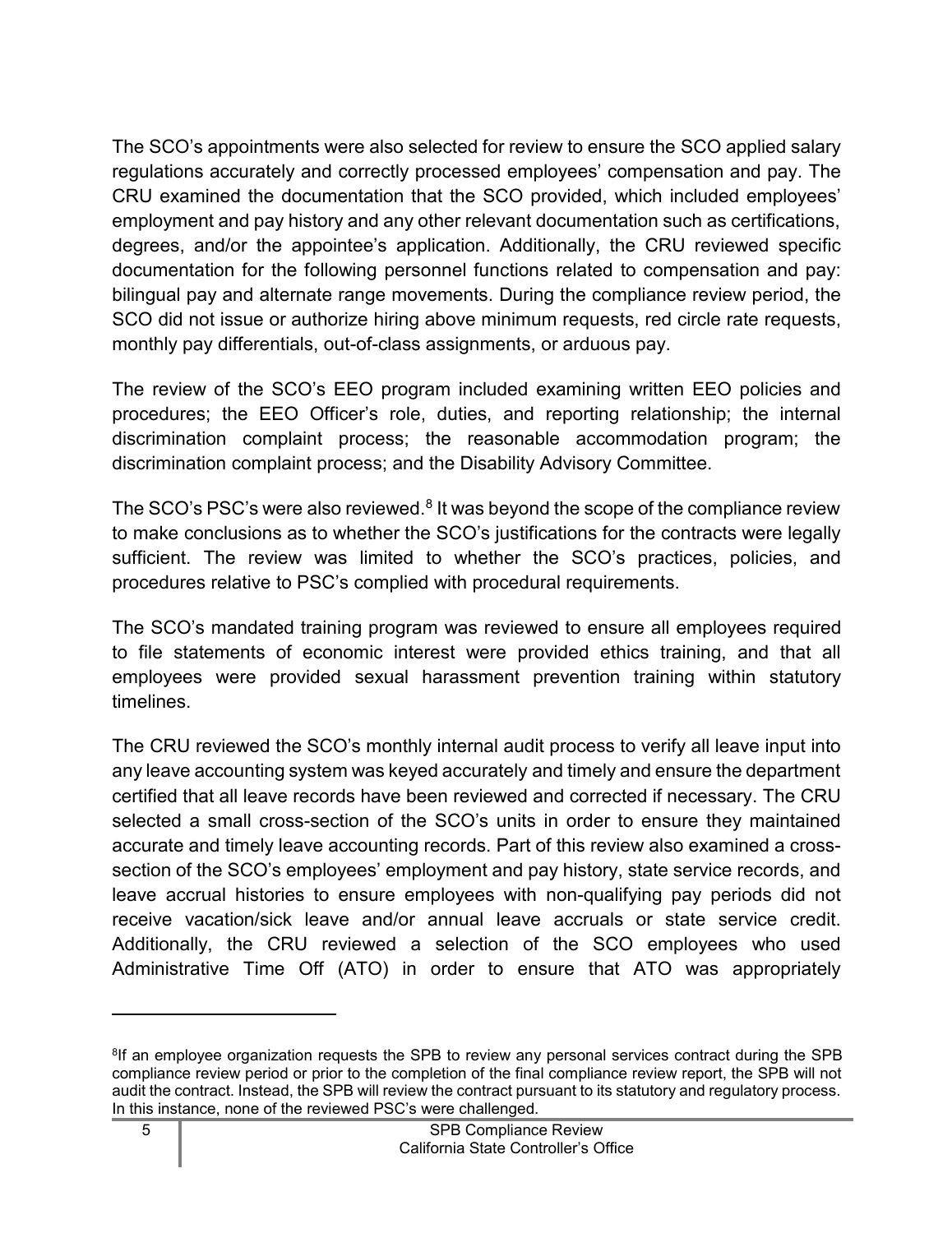The SCO's appointments were also selected for review to ensure the SCO applied salary regulations accurately and correctly processed employees' compensation and pay. The CRU examined the documentation that the SCO provided, which included employees' employment and pay history and any other relevant documentation such as certifications, degrees, and/or the appointee's application. Additionally, the CRU reviewed specific documentation for the following personnel functions related to compensation and pay: bilingual pay and alternate range movements. During the compliance review period, the SCO did not issue or authorize hiring above minimum requests, red circle rate requests, monthly pay differentials, out-of-class assignments, or arduous pay.

The review of the SCO's EEO program included examining written EEO policies and procedures; the EEO Officer's role, duties, and reporting relationship; the internal discrimination complaint process; the reasonable accommodation program; the discrimination complaint process; and the Disability Advisory Committee.

The SCO's PSC's were also reviewed.[8] It was beyond the scope of the compliance review to make conclusions as to whether the SCO's justifications for the contracts were legally sufficient. The review was limited to whether the SCO's practices, policies, and procedures relative to PSC's complied with procedural requirements.

The SCO's mandated training program was reviewed to ensure all employees required to file statements of economic interest were provided ethics training, and that all employees were provided sexual harassment prevention training within statutory timelines.

The CRU reviewed the SCO's monthly internal audit process to verify all leave input into any leave accounting system was keyed accurately and timely and ensure the department certified that all leave records have been reviewed and corrected if necessary. The CRU selected a small cross-section of the SCO's units in order to ensure they maintained accurate and timely leave accounting records. Part of this review also examined a cross-section of the SCO's employees' employment and pay history, state service records, and leave accrual histories to ensure employees with non-qualifying pay periods did not receive vacation/sick leave and/or annual leave accruals or state service credit. Additionally, the CRU reviewed a selection of the SCO employees who used Administrative Time Off (ATO) in order to ensure that ATO was appropriately

---

[8] If an employee organization requests the SPB to review any personal services contract during the SPB compliance review period or prior to the completion of the final compliance review report, the SPB will not audit the contract. Instead, the SPB will review the contract pursuant to its statutory and regulatory process. In this instance, none of the reviewed PSC's were challenged.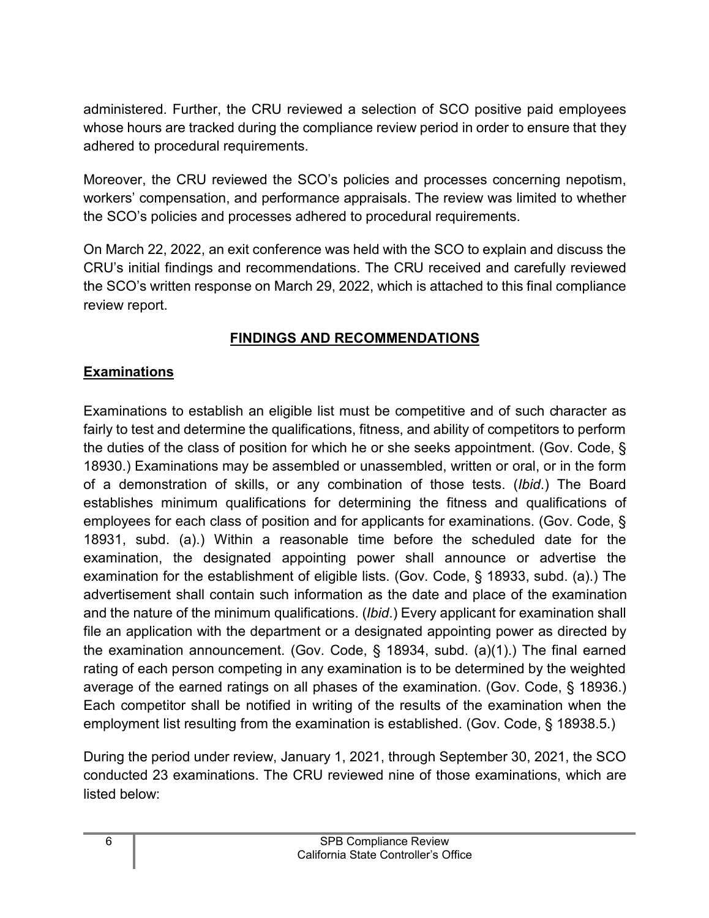administered. Further, the CRU reviewed a selection of SCO positive paid employees whose hours are tracked during the compliance review period in order to ensure that they adhered to procedural requirements.

Moreover, the CRU reviewed the SCO's policies and processes concerning nepotism, workers' compensation, and performance appraisals. The review was limited to whether the SCO's policies and processes adhered to procedural requirements.

On March 22, 2022, an exit conference was held with the SCO to explain and discuss the CRU's initial findings and recommendations. The CRU received and carefully reviewed the SCO's written response on March 29, 2022, which is attached to this final compliance review report.

## FINDINGS AND RECOMMENDATIONS

### Examinations

Examinations to establish an eligible list must be competitive and of such character as fairly to test and determine the qualifications, fitness, and ability of competitors to perform the duties of the class of position for which he or she seeks appointment. (Gov. Code, § 18930.) Examinations may be assembled or unassembled, written or oral, or in the form of a demonstration of skills, or any combination of those tests. (*Ibid*.) The Board establishes minimum qualifications for determining the fitness and qualifications of employees for each class of position and for applicants for examinations. (Gov. Code, § 18931, subd. (a).) Within a reasonable time before the scheduled date for the examination, the designated appointing power shall announce or advertise the examination for the establishment of eligible lists. (Gov. Code, § 18933, subd. (a).) The advertisement shall contain such information as the date and place of the examination and the nature of the minimum qualifications. (*Ibid*.) Every applicant for examination shall file an application with the department or a designated appointing power as directed by the examination announcement. (Gov. Code, § 18934, subd. (a)(1).) The final earned rating of each person competing in any examination is to be determined by the weighted average of the earned ratings on all phases of the examination. (Gov. Code, § 18936.) Each competitor shall be notified in writing of the results of the examination when the employment list resulting from the examination is established. (Gov. Code, § 18938.5.)

During the period under review, January 1, 2021, through September 30, 2021, the SCO conducted 23 examinations. The CRU reviewed nine of those examinations, which are listed below: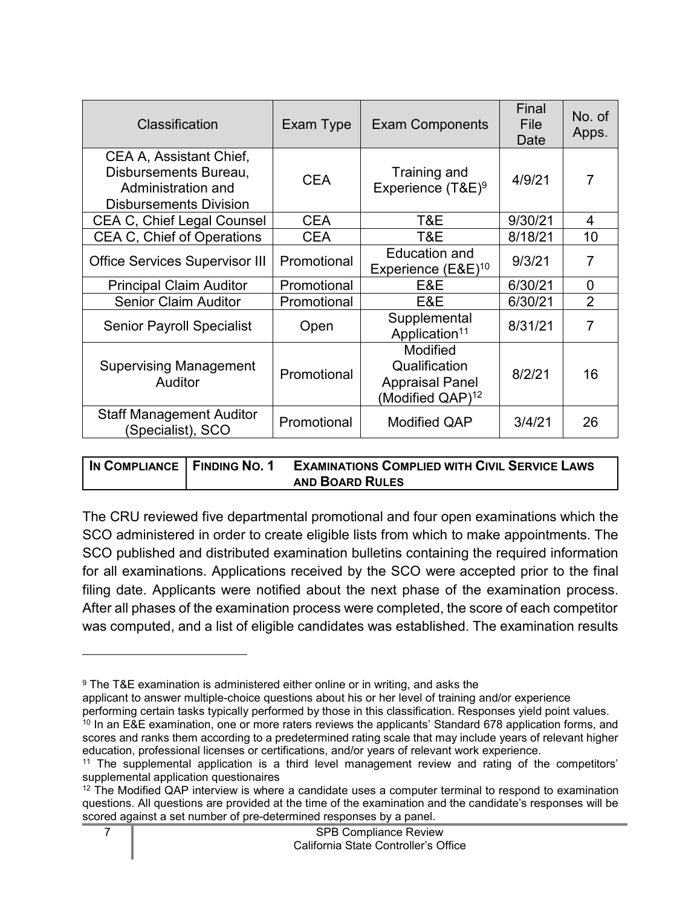| Classification | Exam Type | Exam Components | Final File Date | No. of Apps. |
|---|---|---|---|---|
| CEA A, Assistant Chief, Disbursements Bureau, Administration and Disbursements Division | CEA | Training and Experience (T&E)[9] | 4/9/21 | 7 |
| CEA C, Chief Legal Counsel | CEA | T&E | 9/30/21 | 4 |
| CEA C, Chief of Operations | CEA | T&E | 8/18/21 | 10 |
| Office Services Supervisor III | Promotional | Education and Experience (E&E)[10] | 9/3/21 | 7 |
| Principal Claim Auditor | Promotional | E&E | 6/30/21 | 0 |
| Senior Claim Auditor | Promotional | E&E | 6/30/21 | 2 |
| Senior Payroll Specialist | Open | Supplemental Application[11] | 8/31/21 | 7 |
| Supervising Management Auditor | Promotional | Modified Qualification Appraisal Panel (Modified QAP)[12] | 8/2/21 | 16 |
| Staff Management Auditor (Specialist), SCO | Promotional | Modified QAP | 3/4/21 | 26 |

| IN COMPLIANCE | FINDING NO. 1 | EXAMINATIONS COMPLIED WITH CIVIL SERVICE LAWS AND BOARD RULES |
|---|---|---|

The CRU reviewed five departmental promotional and four open examinations which the SCO administered in order to create eligible lists from which to make appointments. The SCO published and distributed examination bulletins containing the required information for all examinations. Applications received by the SCO were accepted prior to the final filing date. Applicants were notified about the next phase of the examination process. After all phases of the examination process were completed, the score of each competitor was computed, and a list of eligible candidates was established. The examination results

[9] The T&E examination is administered either online or in writing, and asks the applicant to answer multiple-choice questions about his or her level of training and/or experience performing certain tasks typically performed by those in this classification. Responses yield point values.

[10] In an E&E examination, one or more raters reviews the applicants' Standard 678 application forms, and scores and ranks them according to a predetermined rating scale that may include years of relevant higher education, professional licenses or certifications, and/or years of relevant work experience.

[11] The supplemental application is a third level management review and rating of the competitors' supplemental application questionaires

[12] The Modified QAP interview is where a candidate uses a computer terminal to respond to examination questions. All questions are provided at the time of the examination and the candidate's responses will be scored against a set number of pre-determined responses by a panel.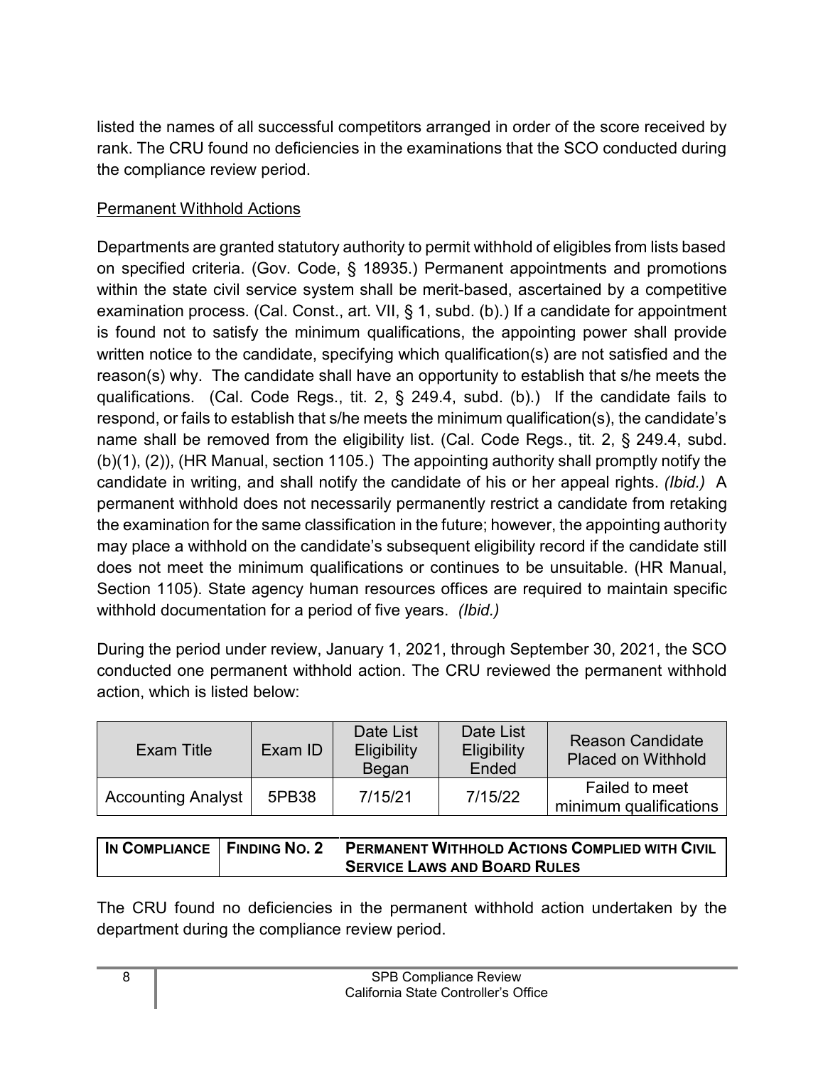listed the names of all successful competitors arranged in order of the score received by rank. The CRU found no deficiencies in the examinations that the SCO conducted during the compliance review period.

Permanent Withhold Actions

Departments are granted statutory authority to permit withhold of eligibles from lists based on specified criteria. (Gov. Code, § 18935.) Permanent appointments and promotions within the state civil service system shall be merit-based, ascertained by a competitive examination process. (Cal. Const., art. VII, § 1, subd. (b).) If a candidate for appointment is found not to satisfy the minimum qualifications, the appointing power shall provide written notice to the candidate, specifying which qualification(s) are not satisfied and the reason(s) why. The candidate shall have an opportunity to establish that s/he meets the qualifications. (Cal. Code Regs., tit. 2, § 249.4, subd. (b).) If the candidate fails to respond, or fails to establish that s/he meets the minimum qualification(s), the candidate's name shall be removed from the eligibility list. (Cal. Code Regs., tit. 2, § 249.4, subd. (b)(1), (2)), (HR Manual, section 1105.) The appointing authority shall promptly notify the candidate in writing, and shall notify the candidate of his or her appeal rights. *(Ibid.)* A permanent withhold does not necessarily permanently restrict a candidate from retaking the examination for the same classification in the future; however, the appointing authority may place a withhold on the candidate's subsequent eligibility record if the candidate still does not meet the minimum qualifications or continues to be unsuitable. (HR Manual, Section 1105). State agency human resources offices are required to maintain specific withhold documentation for a period of five years. *(Ibid.)*

During the period under review, January 1, 2021, through September 30, 2021, the SCO conducted one permanent withhold action. The CRU reviewed the permanent withhold action, which is listed below:

| Exam Title | Exam ID | Date List Eligibility Began | Date List Eligibility Ended | Reason Candidate Placed on Withhold |
|---|---|---|---|---|
| Accounting Analyst | 5PB38 | 7/15/21 | 7/15/22 | Failed to meet minimum qualifications |

| IN COMPLIANCE | FINDING NO. 2 | PERMANENT WITHHOLD ACTIONS COMPLIED WITH CIVIL SERVICE LAWS AND BOARD RULES |
|---|---|---|

The CRU found no deficiencies in the permanent withhold action undertaken by the department during the compliance review period.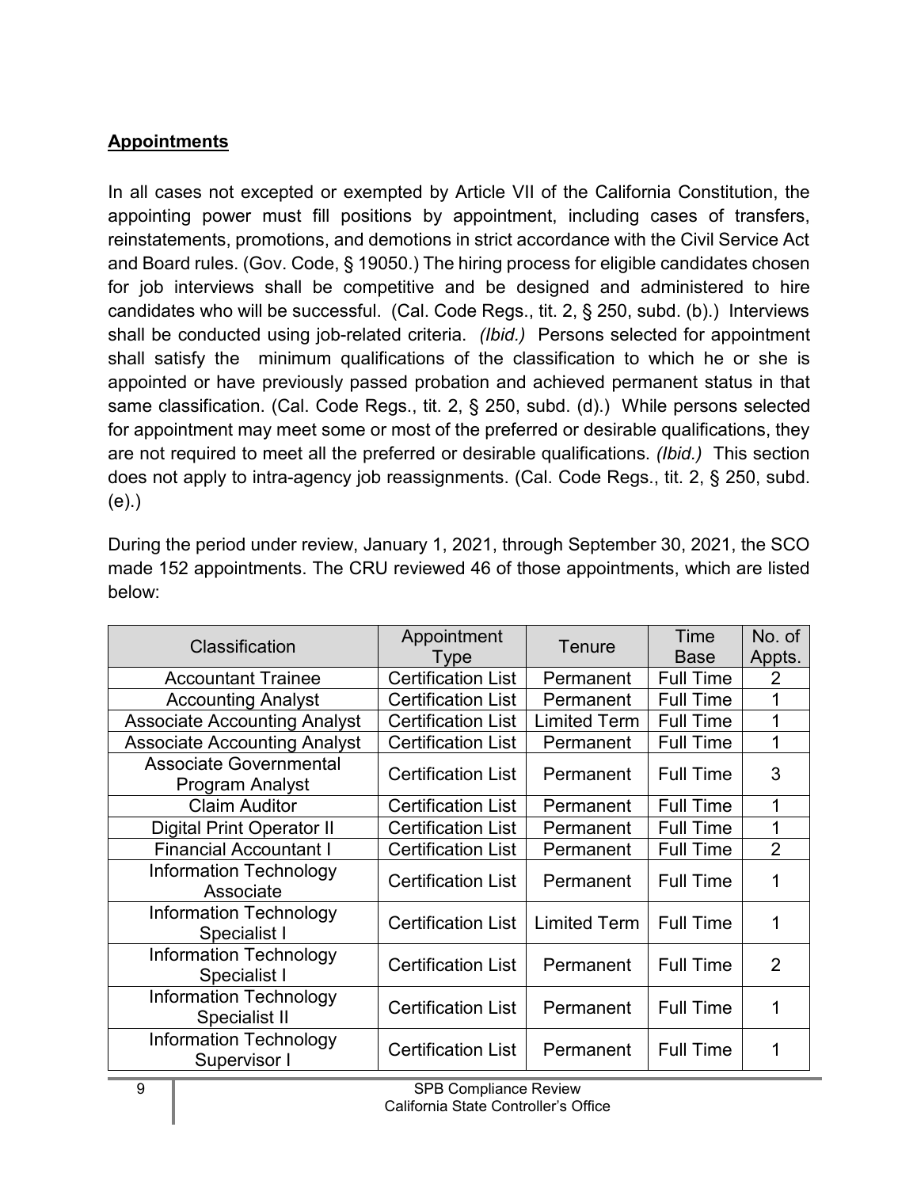## **Appointments**

In all cases not excepted or exempted by Article VII of the California Constitution, the appointing power must fill positions by appointment, including cases of transfers, reinstatements, promotions, and demotions in strict accordance with the Civil Service Act and Board rules. (Gov. Code, § 19050.) The hiring process for eligible candidates chosen for job interviews shall be competitive and be designed and administered to hire candidates who will be successful. (Cal. Code Regs., tit. 2, § 250, subd. (b).) Interviews shall be conducted using job-related criteria. *(Ibid.)* Persons selected for appointment shall satisfy the minimum qualifications of the classification to which he or she is appointed or have previously passed probation and achieved permanent status in that same classification. (Cal. Code Regs., tit. 2, § 250, subd. (d).) While persons selected for appointment may meet some or most of the preferred or desirable qualifications, they are not required to meet all the preferred or desirable qualifications. *(Ibid.)* This section does not apply to intra-agency job reassignments. (Cal. Code Regs., tit. 2, § 250, subd. (e).)

During the period under review, January 1, 2021, through September 30, 2021, the SCO made 152 appointments. The CRU reviewed 46 of those appointments, which are listed below:

| Classification | Appointment Type | Tenure | Time Base | No. of Appts. |
|---|---|---|---|---|
| Accountant Trainee | Certification List | Permanent | Full Time | 2 |
| Accounting Analyst | Certification List | Permanent | Full Time | 1 |
| Associate Accounting Analyst | Certification List | Limited Term | Full Time | 1 |
| Associate Accounting Analyst | Certification List | Permanent | Full Time | 1 |
| Associate Governmental Program Analyst | Certification List | Permanent | Full Time | 3 |
| Claim Auditor | Certification List | Permanent | Full Time | 1 |
| Digital Print Operator II | Certification List | Permanent | Full Time | 1 |
| Financial Accountant I | Certification List | Permanent | Full Time | 2 |
| Information Technology Associate | Certification List | Permanent | Full Time | 1 |
| Information Technology Specialist I | Certification List | Limited Term | Full Time | 1 |
| Information Technology Specialist I | Certification List | Permanent | Full Time | 2 |
| Information Technology Specialist II | Certification List | Permanent | Full Time | 1 |
| Information Technology Supervisor I | Certification List | Permanent | Full Time | 1 |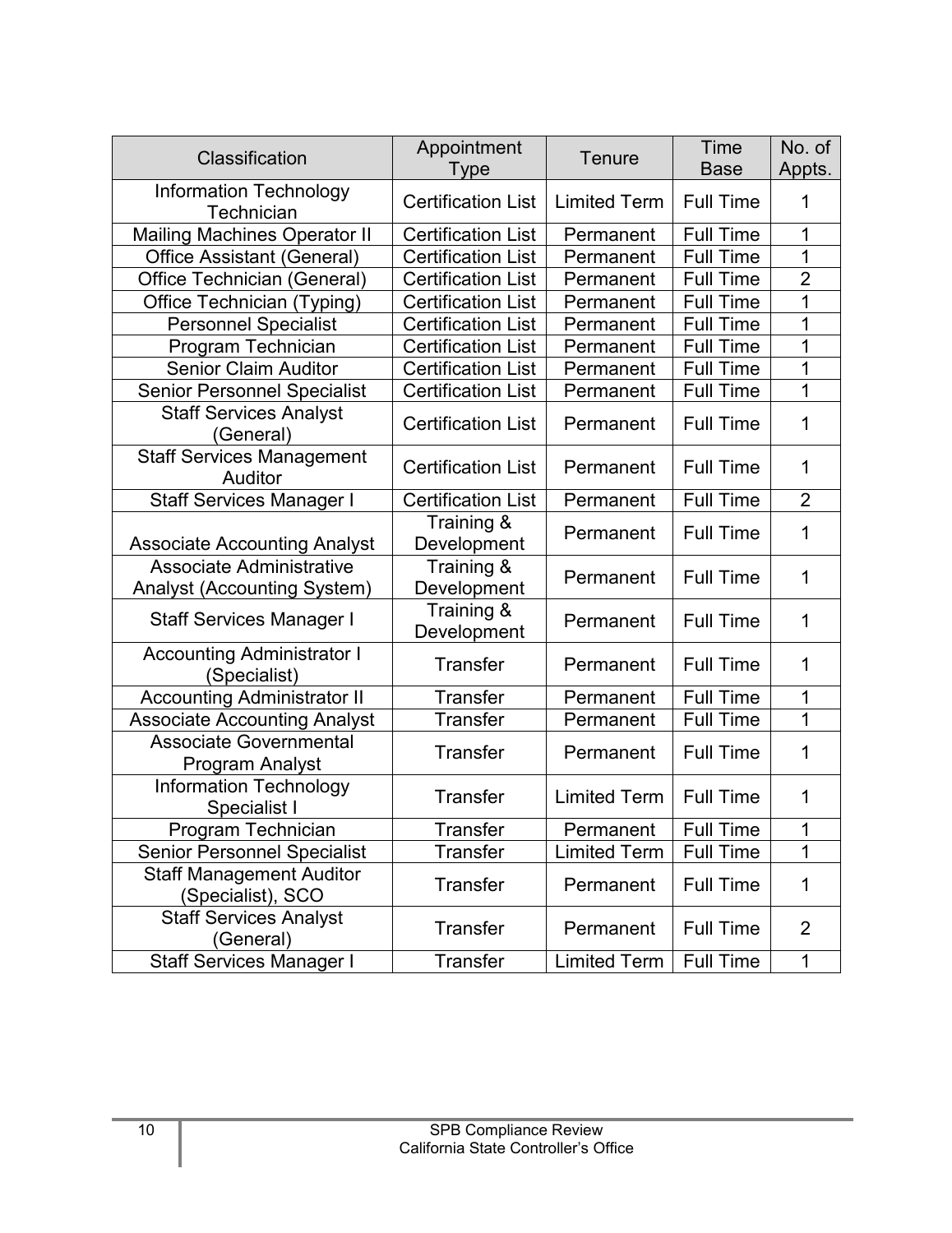| Classification | Appointment Type | Tenure | Time Base | No. of Appts. |
|---|---|---|---|---|
| Information Technology Technician | Certification List | Limited Term | Full Time | 1 |
| Mailing Machines Operator II | Certification List | Permanent | Full Time | 1 |
| Office Assistant (General) | Certification List | Permanent | Full Time | 1 |
| Office Technician (General) | Certification List | Permanent | Full Time | 2 |
| Office Technician (Typing) | Certification List | Permanent | Full Time | 1 |
| Personnel Specialist | Certification List | Permanent | Full Time | 1 |
| Program Technician | Certification List | Permanent | Full Time | 1 |
| Senior Claim Auditor | Certification List | Permanent | Full Time | 1 |
| Senior Personnel Specialist | Certification List | Permanent | Full Time | 1 |
| Staff Services Analyst (General) | Certification List | Permanent | Full Time | 1 |
| Staff Services Management Auditor | Certification List | Permanent | Full Time | 1 |
| Staff Services Manager I | Certification List | Permanent | Full Time | 2 |
| Associate Accounting Analyst | Training & Development | Permanent | Full Time | 1 |
| Associate Administrative Analyst (Accounting System) | Training & Development | Permanent | Full Time | 1 |
| Staff Services Manager I | Training & Development | Permanent | Full Time | 1 |
| Accounting Administrator I (Specialist) | Transfer | Permanent | Full Time | 1 |
| Accounting Administrator II | Transfer | Permanent | Full Time | 1 |
| Associate Accounting Analyst | Transfer | Permanent | Full Time | 1 |
| Associate Governmental Program Analyst | Transfer | Permanent | Full Time | 1 |
| Information Technology Specialist I | Transfer | Limited Term | Full Time | 1 |
| Program Technician | Transfer | Permanent | Full Time | 1 |
| Senior Personnel Specialist | Transfer | Limited Term | Full Time | 1 |
| Staff Management Auditor (Specialist), SCO | Transfer | Permanent | Full Time | 1 |
| Staff Services Analyst (General) | Transfer | Permanent | Full Time | 2 |
| Staff Services Manager I | Transfer | Limited Term | Full Time | 1 |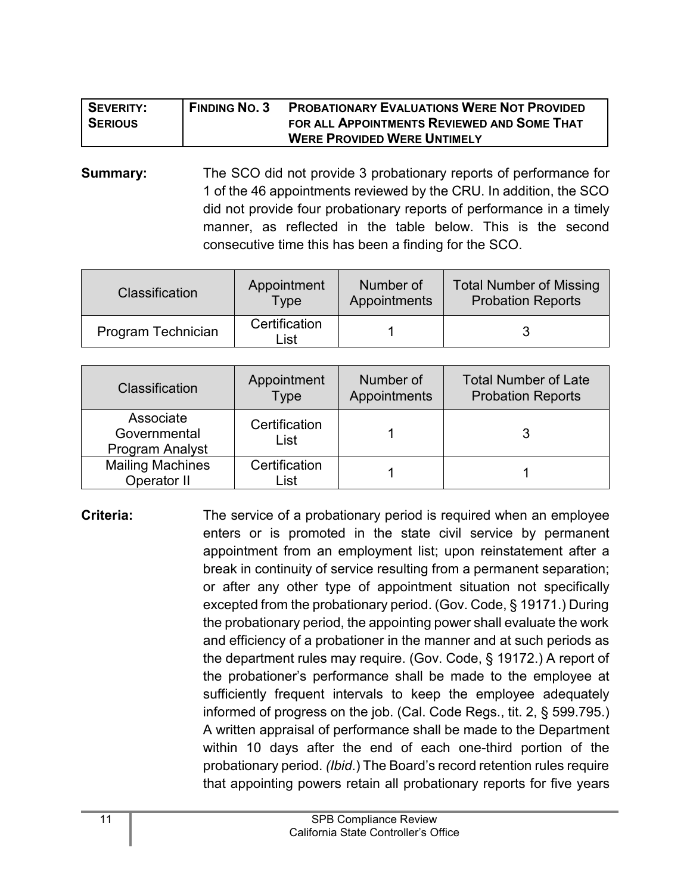| **SEVERITY: SERIOUS** | **FINDING NO. 3** | **PROBATIONARY EVALUATIONS WERE NOT PROVIDED FOR ALL APPOINTMENTS REVIEWED AND SOME THAT WERE PROVIDED WERE UNTIMELY** |
|---|---|---|

**Summary:** The SCO did not provide 3 probationary reports of performance for 1 of the 46 appointments reviewed by the CRU. In addition, the SCO did not provide four probationary reports of performance in a timely manner, as reflected in the table below. This is the second consecutive time this has been a finding for the SCO.

| Classification | Appointment Type | Number of Appointments | Total Number of Missing Probation Reports |
|---|---|---|---|
| Program Technician | Certification List | 1 | 3 |

| Classification | Appointment Type | Number of Appointments | Total Number of Late Probation Reports |
|---|---|---|---|
| Associate Governmental Program Analyst | Certification List | 1 | 3 |
| Mailing Machines Operator II | Certification List | 1 | 1 |

**Criteria:** The service of a probationary period is required when an employee enters or is promoted in the state civil service by permanent appointment from an employment list; upon reinstatement after a break in continuity of service resulting from a permanent separation; or after any other type of appointment situation not specifically excepted from the probationary period. (Gov. Code, § 19171.) During the probationary period, the appointing power shall evaluate the work and efficiency of a probationer in the manner and at such periods as the department rules may require. (Gov. Code, § 19172.) A report of the probationer's performance shall be made to the employee at sufficiently frequent intervals to keep the employee adequately informed of progress on the job. (Cal. Code Regs., tit. 2, § 599.795.) A written appraisal of performance shall be made to the Department within 10 days after the end of each one-third portion of the probationary period. *(Ibid.)* The Board's record retention rules require that appointing powers retain all probationary reports for five years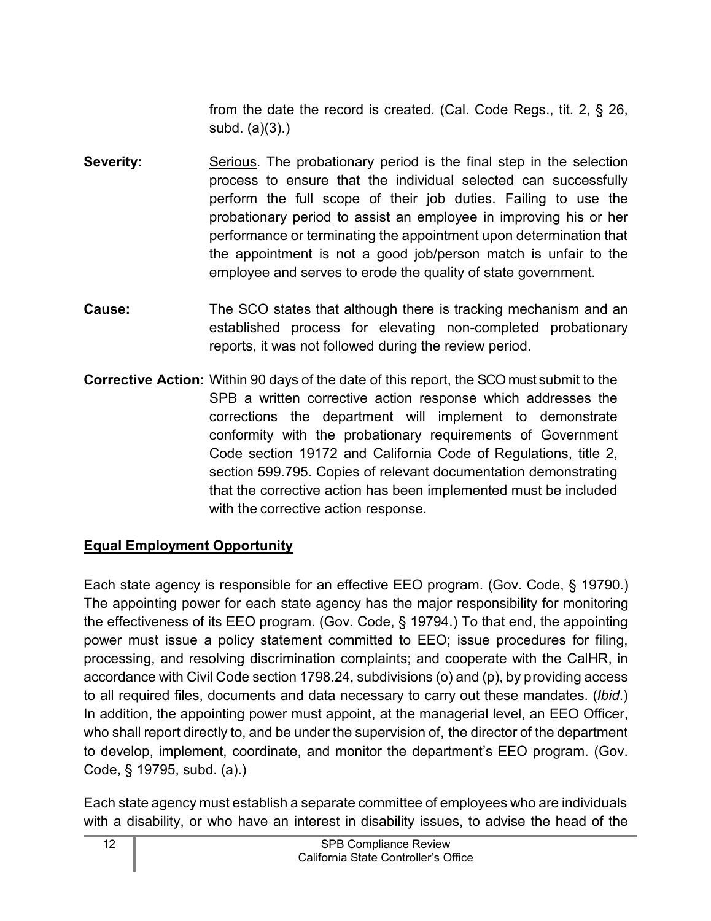from the date the record is created. (Cal. Code Regs., tit. 2, § 26, subd. (a)(3).)

**Severity:** Serious. The probationary period is the final step in the selection process to ensure that the individual selected can successfully perform the full scope of their job duties. Failing to use the probationary period to assist an employee in improving his or her performance or terminating the appointment upon determination that the appointment is not a good job/person match is unfair to the employee and serves to erode the quality of state government.

**Cause:** The SCO states that although there is tracking mechanism and an established process for elevating non-completed probationary reports, it was not followed during the review period.

**Corrective Action:** Within 90 days of the date of this report, the SCO must submit to the SPB a written corrective action response which addresses the corrections the department will implement to demonstrate conformity with the probationary requirements of Government Code section 19172 and California Code of Regulations, title 2, section 599.795. Copies of relevant documentation demonstrating that the corrective action has been implemented must be included with the corrective action response.

## Equal Employment Opportunity

Each state agency is responsible for an effective EEO program. (Gov. Code, § 19790.) The appointing power for each state agency has the major responsibility for monitoring the effectiveness of its EEO program. (Gov. Code, § 19794.) To that end, the appointing power must issue a policy statement committed to EEO; issue procedures for filing, processing, and resolving discrimination complaints; and cooperate with the CalHR, in accordance with Civil Code section 1798.24, subdivisions (o) and (p), by providing access to all required files, documents and data necessary to carry out these mandates. (*Ibid.*) In addition, the appointing power must appoint, at the managerial level, an EEO Officer, who shall report directly to, and be under the supervision of, the director of the department to develop, implement, coordinate, and monitor the department's EEO program. (Gov. Code, § 19795, subd. (a).)

Each state agency must establish a separate committee of employees who are individuals with a disability, or who have an interest in disability issues, to advise the head of the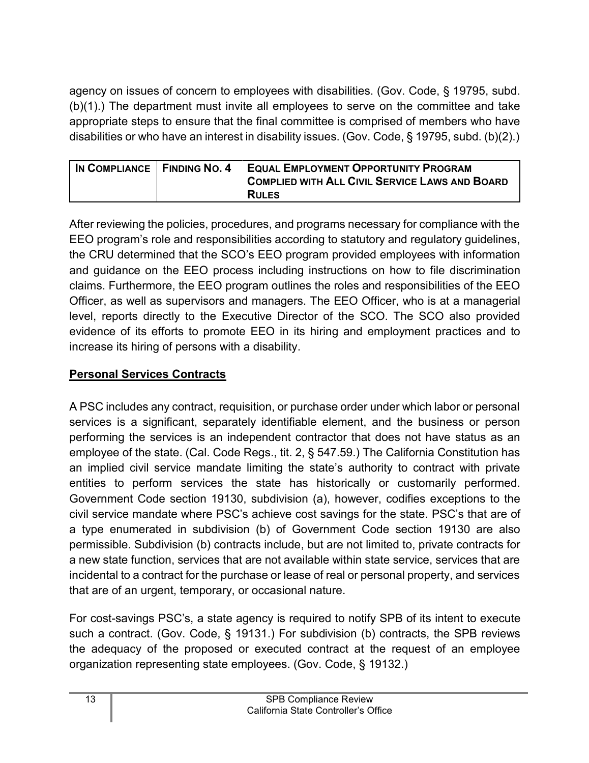agency on issues of concern to employees with disabilities. (Gov. Code, § 19795, subd. (b)(1).) The department must invite all employees to serve on the committee and take appropriate steps to ensure that the final committee is comprised of members who have disabilities or who have an interest in disability issues. (Gov. Code, § 19795, subd. (b)(2).)

| **In Compliance** | **Finding No. 4** | **Equal Employment Opportunity Program Complied with All Civil Service Laws and Board Rules** |
|---|---|---|

After reviewing the policies, procedures, and programs necessary for compliance with the EEO program's role and responsibilities according to statutory and regulatory guidelines, the CRU determined that the SCO's EEO program provided employees with information and guidance on the EEO process including instructions on how to file discrimination claims. Furthermore, the EEO program outlines the roles and responsibilities of the EEO Officer, as well as supervisors and managers. The EEO Officer, who is at a managerial level, reports directly to the Executive Director of the SCO. The SCO also provided evidence of its efforts to promote EEO in its hiring and employment practices and to increase its hiring of persons with a disability.

**Personal Services Contracts**

A PSC includes any contract, requisition, or purchase order under which labor or personal services is a significant, separately identifiable element, and the business or person performing the services is an independent contractor that does not have status as an employee of the state. (Cal. Code Regs., tit. 2, § 547.59.) The California Constitution has an implied civil service mandate limiting the state's authority to contract with private entities to perform services the state has historically or customarily performed. Government Code section 19130, subdivision (a), however, codifies exceptions to the civil service mandate where PSC's achieve cost savings for the state. PSC's that are of a type enumerated in subdivision (b) of Government Code section 19130 are also permissible. Subdivision (b) contracts include, but are not limited to, private contracts for a new state function, services that are not available within state service, services that are incidental to a contract for the purchase or lease of real or personal property, and services that are of an urgent, temporary, or occasional nature.

For cost-savings PSC's, a state agency is required to notify SPB of its intent to execute such a contract. (Gov. Code, § 19131.) For subdivision (b) contracts, the SPB reviews the adequacy of the proposed or executed contract at the request of an employee organization representing state employees. (Gov. Code, § 19132.)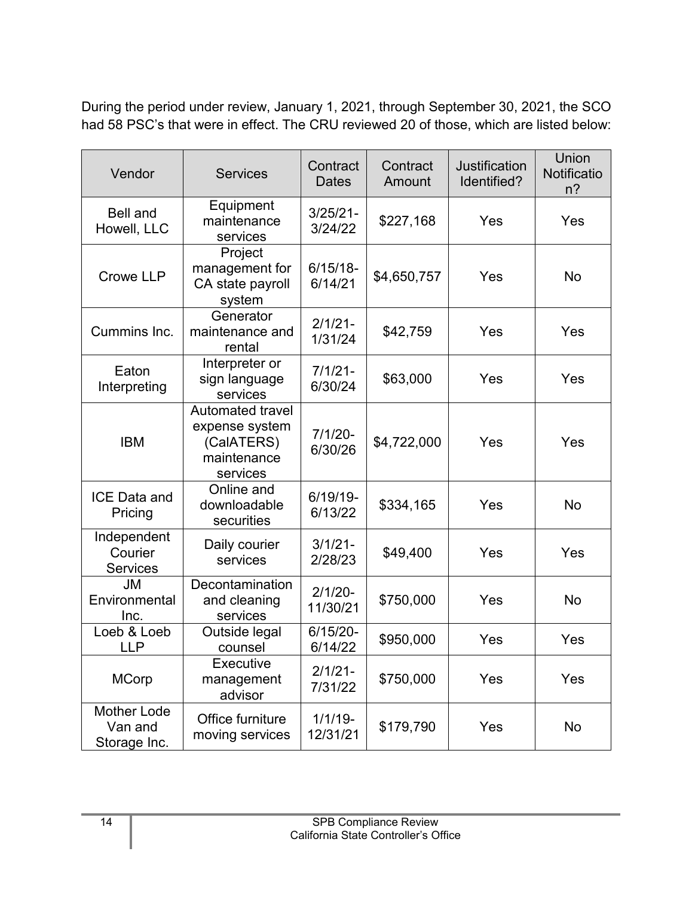During the period under review, January 1, 2021, through September 30, 2021, the SCO had 58 PSC's that were in effect. The CRU reviewed 20 of those, which are listed below:

| Vendor | Services | Contract Dates | Contract Amount | Justification Identified? | Union Notification? |
|---|---|---|---|---|---|
| Bell and Howell, LLC | Equipment maintenance services | 3/25/21-3/24/22 | $227,168 | Yes | Yes |
| Crowe LLP | Project management for CA state payroll system | 6/15/18-6/14/21 | $4,650,757 | Yes | No |
| Cummins Inc. | Generator maintenance and rental | 2/1/21-1/31/24 | $42,759 | Yes | Yes |
| Eaton Interpreting | Interpreter or sign language services | 7/1/21-6/30/24 | $63,000 | Yes | Yes |
| IBM | Automated travel expense system (CalATERS) maintenance services | 7/1/20-6/30/26 | $4,722,000 | Yes | Yes |
| ICE Data and Pricing | Online and downloadable securities | 6/19/19-6/13/22 | $334,165 | Yes | No |
| Independent Courier Services | Daily courier services | 3/1/21-2/28/23 | $49,400 | Yes | Yes |
| JM Environmental Inc. | Decontamination and cleaning services | 2/1/20-11/30/21 | $750,000 | Yes | No |
| Loeb & Loeb LLP | Outside legal counsel | 6/15/20-6/14/22 | $950,000 | Yes | Yes |
| MCorp | Executive management advisor | 2/1/21-7/31/22 | $750,000 | Yes | Yes |
| Mother Lode Van and Storage Inc. | Office furniture moving services | 1/1/19-12/31/21 | $179,790 | Yes | No |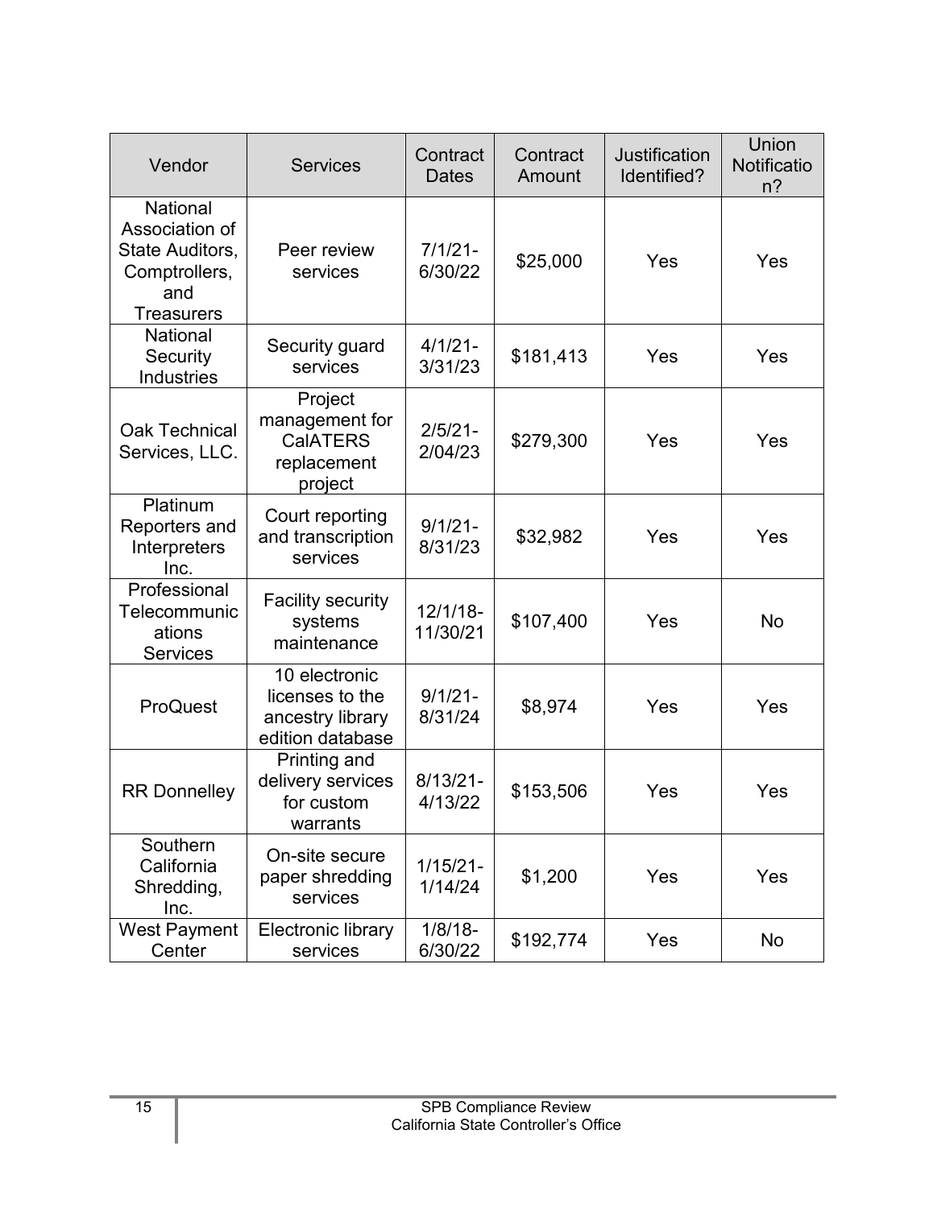| Vendor | Services | Contract Dates | Contract Amount | Justification Identified? | Union Notification? |
|---|---|---|---|---|---|
| National Association of State Auditors, Comptrollers, and Treasurers | Peer review services | 7/1/21-6/30/22 | $25,000 | Yes | Yes |
| National Security Industries | Security guard services | 4/1/21-3/31/23 | $181,413 | Yes | Yes |
| Oak Technical Services, LLC. | Project management for CalATERS replacement project | 2/5/21-2/04/23 | $279,300 | Yes | Yes |
| Platinum Reporters and Interpreters Inc. | Court reporting and transcription services | 9/1/21-8/31/23 | $32,982 | Yes | Yes |
| Professional Telecommunications Services | Facility security systems maintenance | 12/1/18-11/30/21 | $107,400 | Yes | No |
| ProQuest | 10 electronic licenses to the ancestry library edition database | 9/1/21-8/31/24 | $8,974 | Yes | Yes |
| RR Donnelley | Printing and delivery services for custom warrants | 8/13/21-4/13/22 | $153,506 | Yes | Yes |
| Southern California Shredding, Inc. | On-site secure paper shredding services | 1/15/21-1/14/24 | $1,200 | Yes | Yes |
| West Payment Center | Electronic library services | 1/8/18-6/30/22 | $192,774 | Yes | No |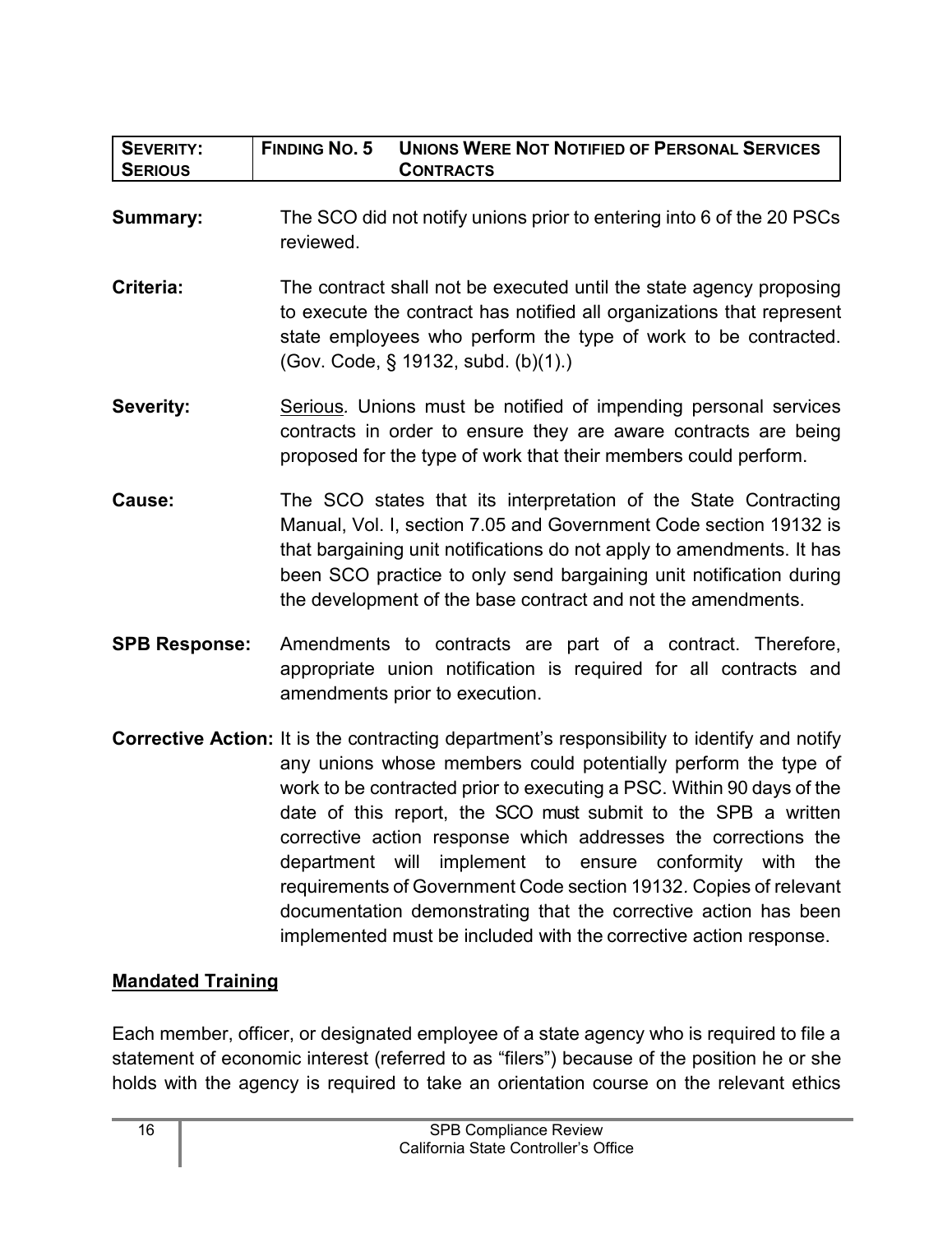| **SEVERITY: SERIOUS** | **FINDING NO. 5** | **UNIONS WERE NOT NOTIFIED OF PERSONAL SERVICES CONTRACTS** |
|---|---|---|

**Summary:** The SCO did not notify unions prior to entering into 6 of the 20 PSCs reviewed.

**Criteria:** The contract shall not be executed until the state agency proposing to execute the contract has notified all organizations that represent state employees who perform the type of work to be contracted. (Gov. Code, § 19132, subd. (b)(1).)

**Severity:** Serious. Unions must be notified of impending personal services contracts in order to ensure they are aware contracts are being proposed for the type of work that their members could perform.

**Cause:** The SCO states that its interpretation of the State Contracting Manual, Vol. I, section 7.05 and Government Code section 19132 is that bargaining unit notifications do not apply to amendments. It has been SCO practice to only send bargaining unit notification during the development of the base contract and not the amendments.

**SPB Response:** Amendments to contracts are part of a contract. Therefore, appropriate union notification is required for all contracts and amendments prior to execution.

**Corrective Action:** It is the contracting department's responsibility to identify and notify any unions whose members could potentially perform the type of work to be contracted prior to executing a PSC. Within 90 days of the date of this report, the SCO must submit to the SPB a written corrective action response which addresses the corrections the department will implement to ensure conformity with the requirements of Government Code section 19132. Copies of relevant documentation demonstrating that the corrective action has been implemented must be included with the corrective action response.

## Mandated Training

Each member, officer, or designated employee of a state agency who is required to file a statement of economic interest (referred to as "filers") because of the position he or she holds with the agency is required to take an orientation course on the relevant ethics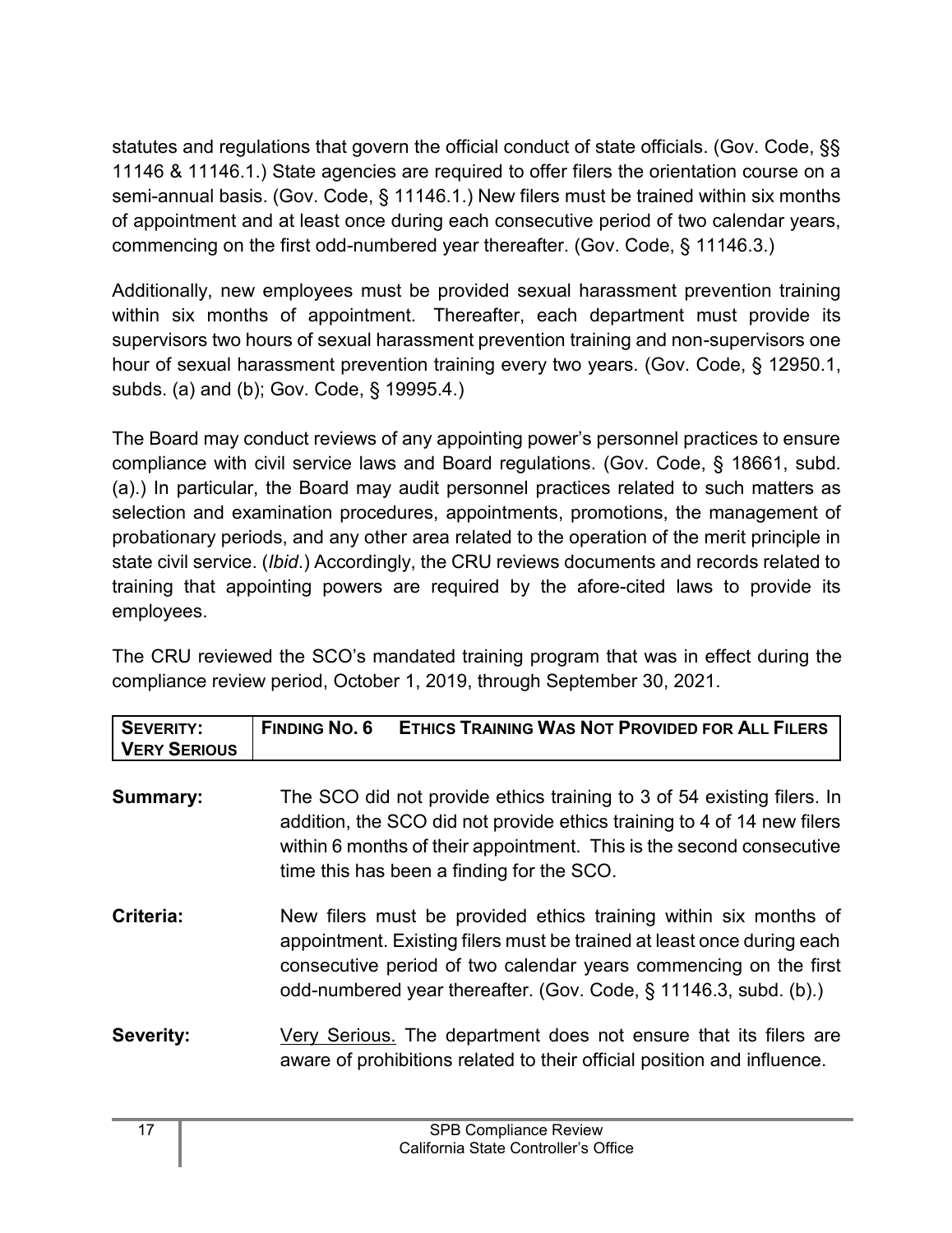statutes and regulations that govern the official conduct of state officials. (Gov. Code, §§ 11146 & 11146.1.) State agencies are required to offer filers the orientation course on a semi-annual basis. (Gov. Code, § 11146.1.) New filers must be trained within six months of appointment and at least once during each consecutive period of two calendar years, commencing on the first odd-numbered year thereafter. (Gov. Code, § 11146.3.)

Additionally, new employees must be provided sexual harassment prevention training within six months of appointment. Thereafter, each department must provide its supervisors two hours of sexual harassment prevention training and non-supervisors one hour of sexual harassment prevention training every two years. (Gov. Code, § 12950.1, subds. (a) and (b); Gov. Code, § 19995.4.)

The Board may conduct reviews of any appointing power's personnel practices to ensure compliance with civil service laws and Board regulations. (Gov. Code, § 18661, subd. (a).) In particular, the Board may audit personnel practices related to such matters as selection and examination procedures, appointments, promotions, the management of probationary periods, and any other area related to the operation of the merit principle in state civil service. (*Ibid*.) Accordingly, the CRU reviews documents and records related to training that appointing powers are required by the afore-cited laws to provide its employees.

The CRU reviewed the SCO's mandated training program that was in effect during the compliance review period, October 1, 2019, through September 30, 2021.

| **SEVERITY: VERY SERIOUS** | **FINDING NO. 6 ETHICS TRAINING WAS NOT PROVIDED FOR ALL FILERS** |
|---|---|

**Summary:** The SCO did not provide ethics training to 3 of 54 existing filers. In addition, the SCO did not provide ethics training to 4 of 14 new filers within 6 months of their appointment. This is the second consecutive time this has been a finding for the SCO.

**Criteria:** New filers must be provided ethics training within six months of appointment. Existing filers must be trained at least once during each consecutive period of two calendar years commencing on the first odd-numbered year thereafter. (Gov. Code, § 11146.3, subd. (b).)

**Severity:** Very Serious. The department does not ensure that its filers are aware of prohibitions related to their official position and influence.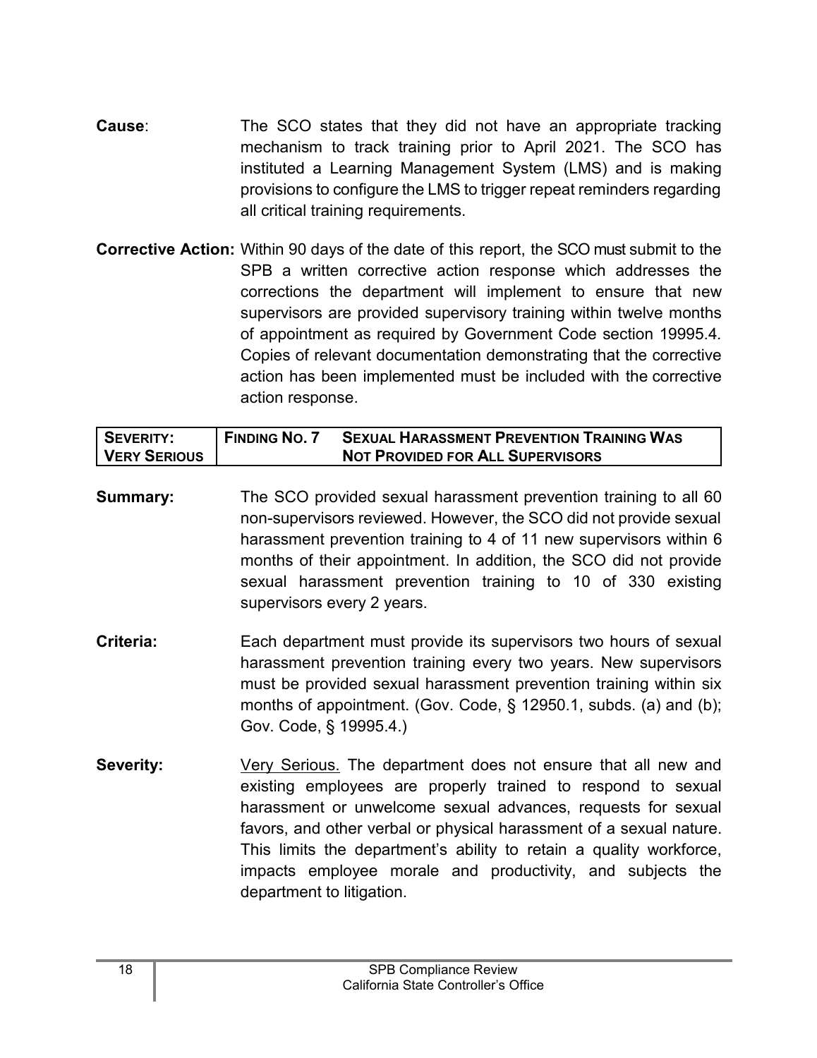**Cause**: The SCO states that they did not have an appropriate tracking mechanism to track training prior to April 2021. The SCO has instituted a Learning Management System (LMS) and is making provisions to configure the LMS to trigger repeat reminders regarding all critical training requirements.

**Corrective Action:** Within 90 days of the date of this report, the SCO must submit to the SPB a written corrective action response which addresses the corrections the department will implement to ensure that new supervisors are provided supervisory training within twelve months of appointment as required by Government Code section 19995.4. Copies of relevant documentation demonstrating that the corrective action has been implemented must be included with the corrective action response.

| SEVERITY: VERY SERIOUS | FINDING NO. 7 | SEXUAL HARASSMENT PREVENTION TRAINING WAS NOT PROVIDED FOR ALL SUPERVISORS |
|---|---|---|

**Summary:** The SCO provided sexual harassment prevention training to all 60 non-supervisors reviewed. However, the SCO did not provide sexual harassment prevention training to 4 of 11 new supervisors within 6 months of their appointment. In addition, the SCO did not provide sexual harassment prevention training to 10 of 330 existing supervisors every 2 years.

**Criteria:** Each department must provide its supervisors two hours of sexual harassment prevention training every two years. New supervisors must be provided sexual harassment prevention training within six months of appointment. (Gov. Code, § 12950.1, subds. (a) and (b); Gov. Code, § 19995.4.)

**Severity:** Very Serious. The department does not ensure that all new and existing employees are properly trained to respond to sexual harassment or unwelcome sexual advances, requests for sexual favors, and other verbal or physical harassment of a sexual nature. This limits the department's ability to retain a quality workforce, impacts employee morale and productivity, and subjects the department to litigation.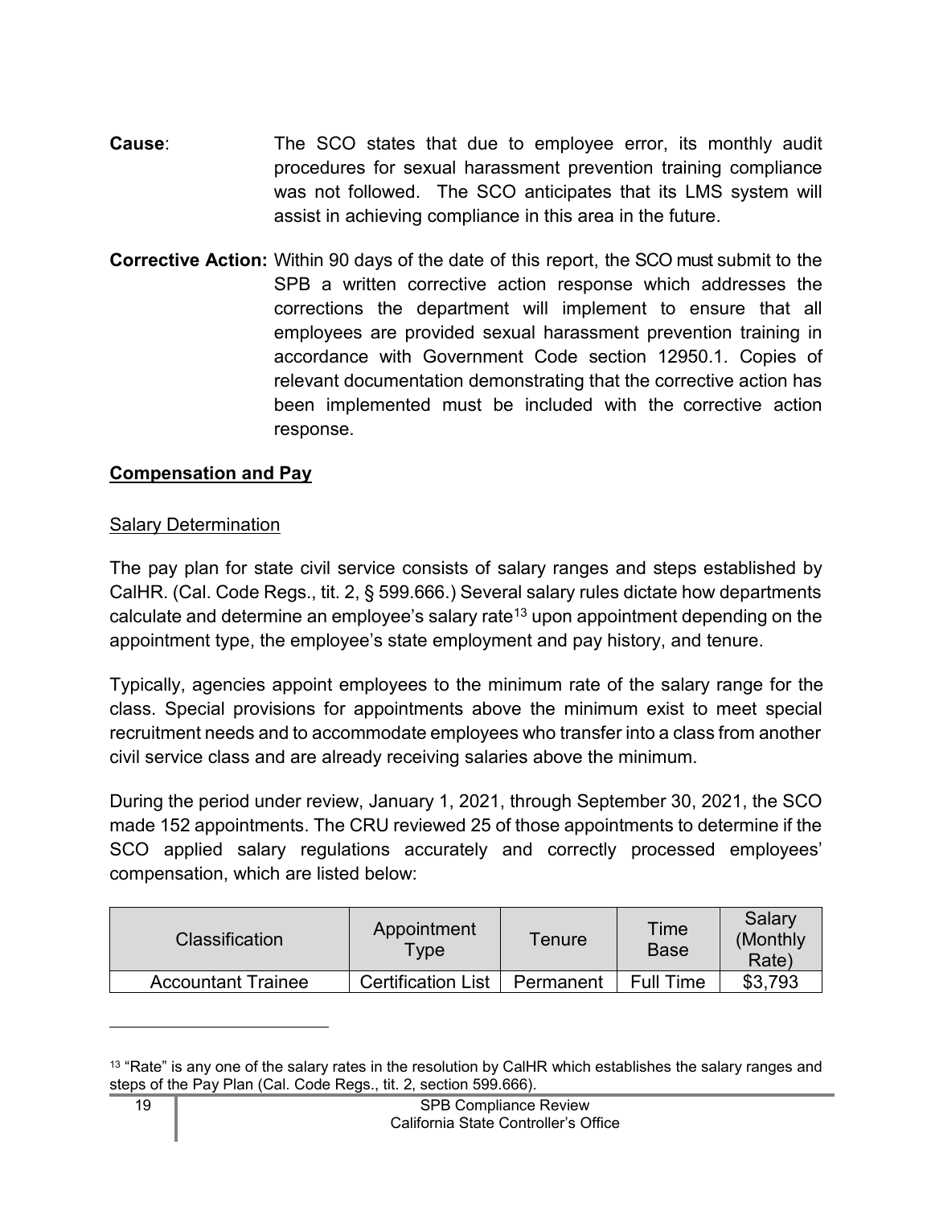**Cause**: The SCO states that due to employee error, its monthly audit procedures for sexual harassment prevention training compliance was not followed. The SCO anticipates that its LMS system will assist in achieving compliance in this area in the future.

**Corrective Action:** Within 90 days of the date of this report, the SCO must submit to the SPB a written corrective action response which addresses the corrections the department will implement to ensure that all employees are provided sexual harassment prevention training in accordance with Government Code section 12950.1. Copies of relevant documentation demonstrating that the corrective action has been implemented must be included with the corrective action response.

## Compensation and Pay

### Salary Determination

The pay plan for state civil service consists of salary ranges and steps established by CalHR. (Cal. Code Regs., tit. 2, § 599.666.) Several salary rules dictate how departments calculate and determine an employee's salary rate[13] upon appointment depending on the appointment type, the employee's state employment and pay history, and tenure.

Typically, agencies appoint employees to the minimum rate of the salary range for the class. Special provisions for appointments above the minimum exist to meet special recruitment needs and to accommodate employees who transfer into a class from another civil service class and are already receiving salaries above the minimum.

During the period under review, January 1, 2021, through September 30, 2021, the SCO made 152 appointments. The CRU reviewed 25 of those appointments to determine if the SCO applied salary regulations accurately and correctly processed employees' compensation, which are listed below:

| Classification | Appointment Type | Tenure | Time Base | Salary (Monthly Rate) |
|---|---|---|---|---|
| Accountant Trainee | Certification List | Permanent | Full Time | $3,793 |

[13] "Rate" is any one of the salary rates in the resolution by CalHR which establishes the salary ranges and steps of the Pay Plan (Cal. Code Regs., tit. 2, section 599.666).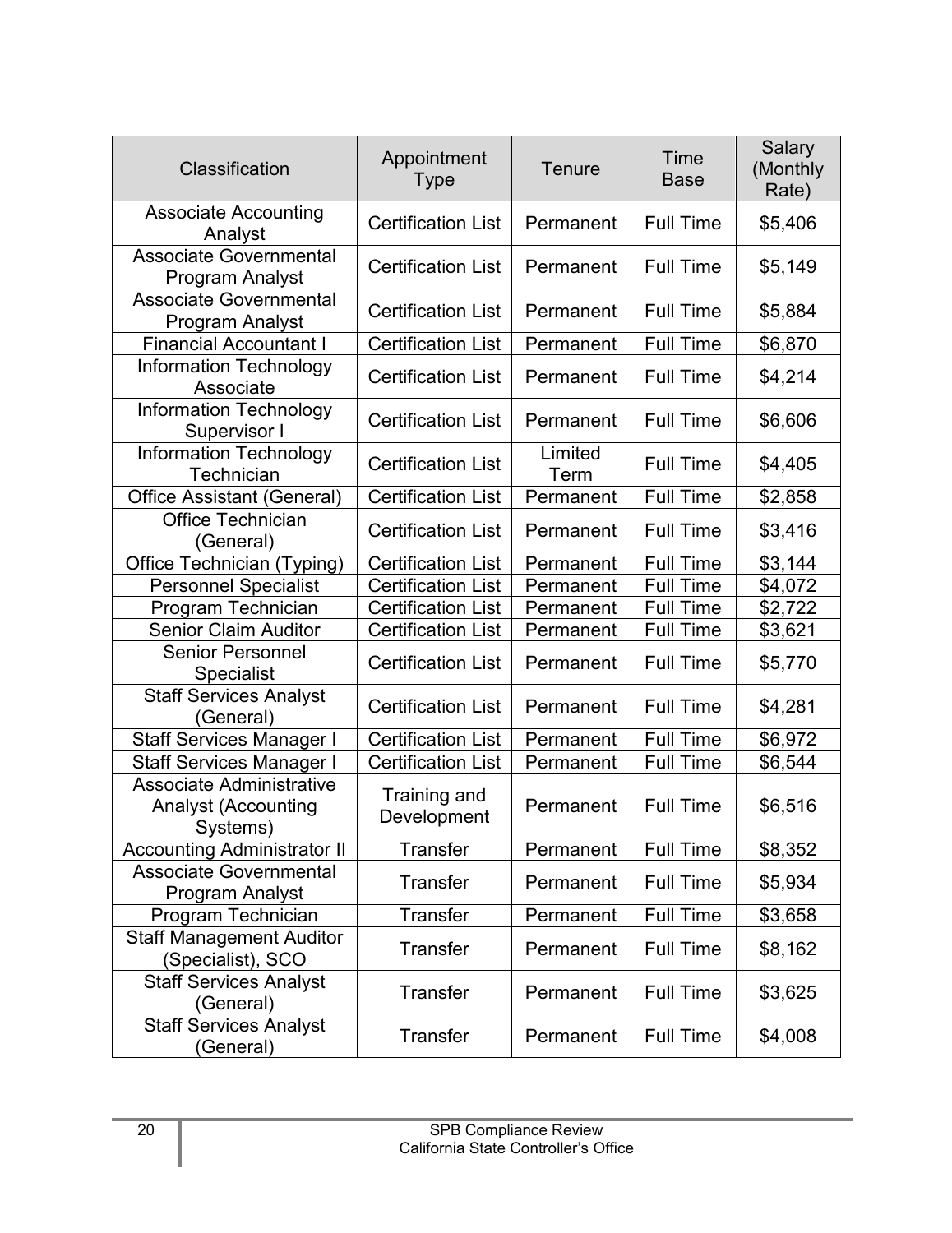| Classification | Appointment Type | Tenure | Time Base | Salary (Monthly Rate) |
|---|---|---|---|---|
| Associate Accounting Analyst | Certification List | Permanent | Full Time | $5,406 |
| Associate Governmental Program Analyst | Certification List | Permanent | Full Time | $5,149 |
| Associate Governmental Program Analyst | Certification List | Permanent | Full Time | $5,884 |
| Financial Accountant I | Certification List | Permanent | Full Time | $6,870 |
| Information Technology Associate | Certification List | Permanent | Full Time | $4,214 |
| Information Technology Supervisor I | Certification List | Permanent | Full Time | $6,606 |
| Information Technology Technician | Certification List | Limited Term | Full Time | $4,405 |
| Office Assistant (General) | Certification List | Permanent | Full Time | $2,858 |
| Office Technician (General) | Certification List | Permanent | Full Time | $3,416 |
| Office Technician (Typing) | Certification List | Permanent | Full Time | $3,144 |
| Personnel Specialist | Certification List | Permanent | Full Time | $4,072 |
| Program Technician | Certification List | Permanent | Full Time | $2,722 |
| Senior Claim Auditor | Certification List | Permanent | Full Time | $3,621 |
| Senior Personnel Specialist | Certification List | Permanent | Full Time | $5,770 |
| Staff Services Analyst (General) | Certification List | Permanent | Full Time | $4,281 |
| Staff Services Manager I | Certification List | Permanent | Full Time | $6,972 |
| Staff Services Manager I | Certification List | Permanent | Full Time | $6,544 |
| Associate Administrative Analyst (Accounting Systems) | Training and Development | Permanent | Full Time | $6,516 |
| Accounting Administrator II | Transfer | Permanent | Full Time | $8,352 |
| Associate Governmental Program Analyst | Transfer | Permanent | Full Time | $5,934 |
| Program Technician | Transfer | Permanent | Full Time | $3,658 |
| Staff Management Auditor (Specialist), SCO | Transfer | Permanent | Full Time | $8,162 |
| Staff Services Analyst (General) | Transfer | Permanent | Full Time | $3,625 |
| Staff Services Analyst (General) | Transfer | Permanent | Full Time | $4,008 |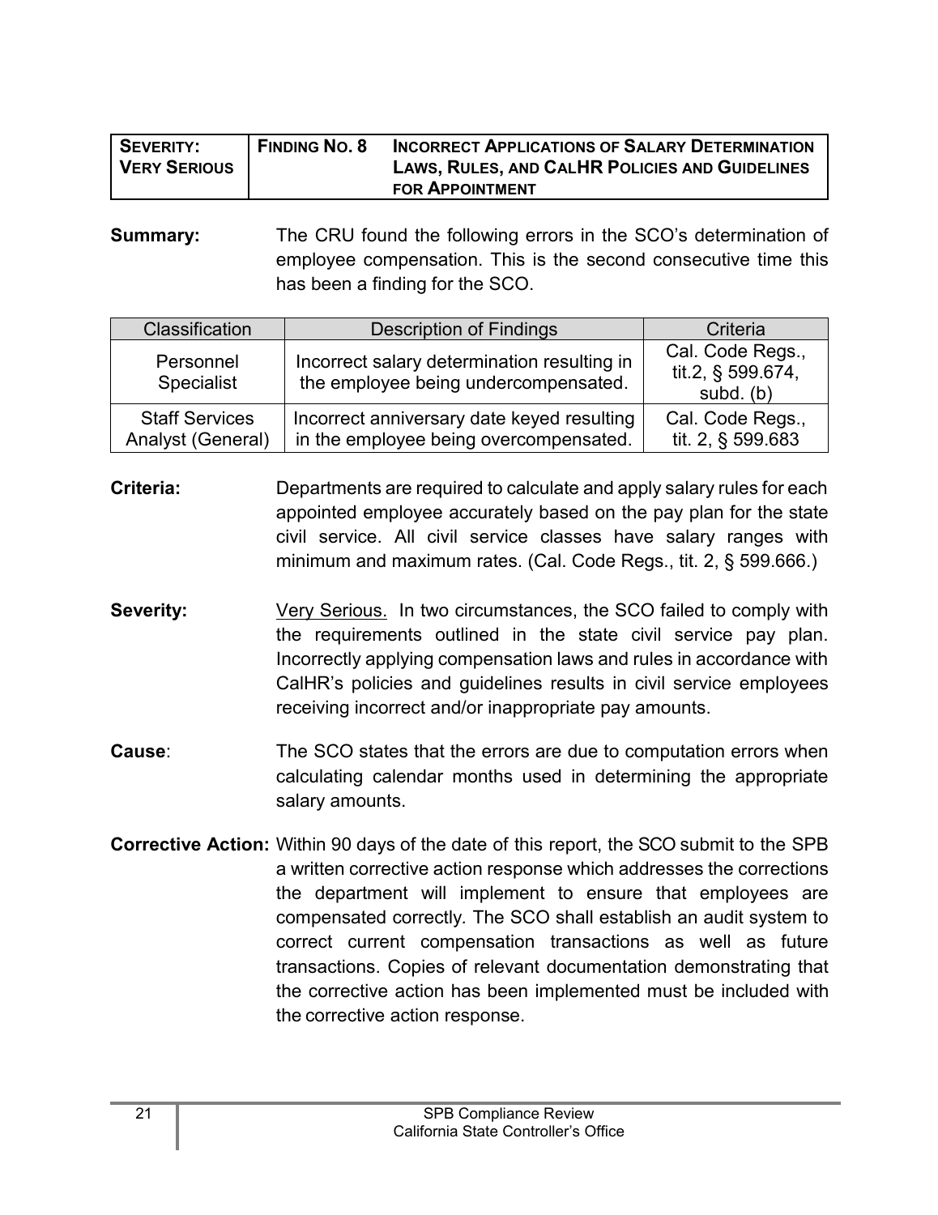| SEVERITY: VERY SERIOUS | FINDING NO. 8 | INCORRECT APPLICATIONS OF SALARY DETERMINATION LAWS, RULES, AND CALHR POLICIES AND GUIDELINES FOR APPOINTMENT |
|---|---|---|

**Summary:** The CRU found the following errors in the SCO's determination of employee compensation. This is the second consecutive time this has been a finding for the SCO.

| Classification | Description of Findings | Criteria |
|---|---|---|
| Personnel Specialist | Incorrect salary determination resulting in the employee being undercompensated. | Cal. Code Regs., tit.2, § 599.674, subd. (b) |
| Staff Services Analyst (General) | Incorrect anniversary date keyed resulting in the employee being overcompensated. | Cal. Code Regs., tit. 2, § 599.683 |

**Criteria:** Departments are required to calculate and apply salary rules for each appointed employee accurately based on the pay plan for the state civil service. All civil service classes have salary ranges with minimum and maximum rates. (Cal. Code Regs., tit. 2, § 599.666.)

**Severity:** Very Serious. In two circumstances, the SCO failed to comply with the requirements outlined in the state civil service pay plan. Incorrectly applying compensation laws and rules in accordance with CalHR's policies and guidelines results in civil service employees receiving incorrect and/or inappropriate pay amounts.

**Cause**: The SCO states that the errors are due to computation errors when calculating calendar months used in determining the appropriate salary amounts.

**Corrective Action:** Within 90 days of the date of this report, the SCO submit to the SPB a written corrective action response which addresses the corrections the department will implement to ensure that employees are compensated correctly. The SCO shall establish an audit system to correct current compensation transactions as well as future transactions. Copies of relevant documentation demonstrating that the corrective action has been implemented must be included with the corrective action response.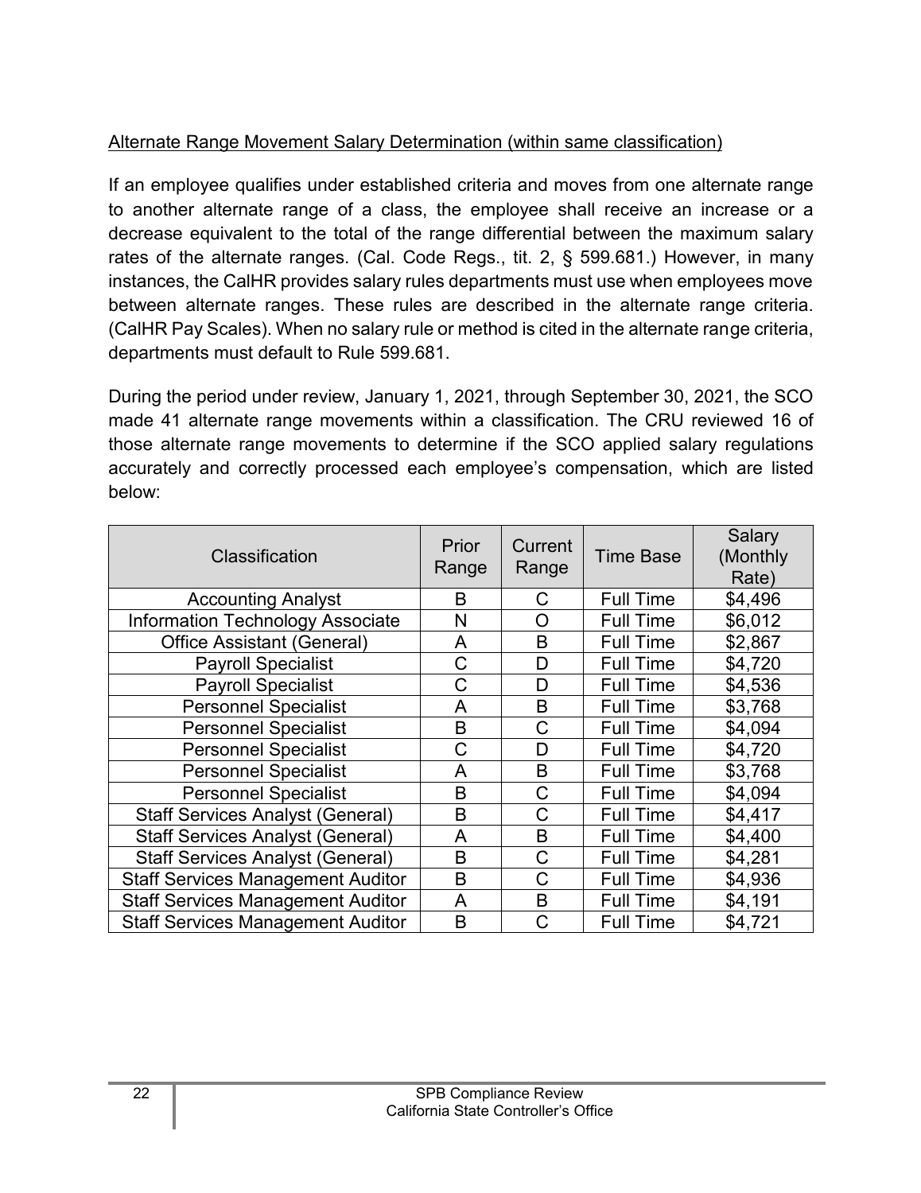Alternate Range Movement Salary Determination (within same classification)

If an employee qualifies under established criteria and moves from one alternate range to another alternate range of a class, the employee shall receive an increase or a decrease equivalent to the total of the range differential between the maximum salary rates of the alternate ranges. (Cal. Code Regs., tit. 2, § 599.681.) However, in many instances, the CalHR provides salary rules departments must use when employees move between alternate ranges. These rules are described in the alternate range criteria. (CalHR Pay Scales). When no salary rule or method is cited in the alternate range criteria, departments must default to Rule 599.681.

During the period under review, January 1, 2021, through September 30, 2021, the SCO made 41 alternate range movements within a classification. The CRU reviewed 16 of those alternate range movements to determine if the SCO applied salary regulations accurately and correctly processed each employee's compensation, which are listed below:

| Classification | Prior Range | Current Range | Time Base | Salary (Monthly Rate) |
|---|---|---|---|---|
| Accounting Analyst | B | C | Full Time | $4,496 |
| Information Technology Associate | N | O | Full Time | $6,012 |
| Office Assistant (General) | A | B | Full Time | $2,867 |
| Payroll Specialist | C | D | Full Time | $4,720 |
| Payroll Specialist | C | D | Full Time | $4,536 |
| Personnel Specialist | A | B | Full Time | $3,768 |
| Personnel Specialist | B | C | Full Time | $4,094 |
| Personnel Specialist | C | D | Full Time | $4,720 |
| Personnel Specialist | A | B | Full Time | $3,768 |
| Personnel Specialist | B | C | Full Time | $4,094 |
| Staff Services Analyst (General) | B | C | Full Time | $4,417 |
| Staff Services Analyst (General) | A | B | Full Time | $4,400 |
| Staff Services Analyst (General) | B | C | Full Time | $4,281 |
| Staff Services Management Auditor | B | C | Full Time | $4,936 |
| Staff Services Management Auditor | A | B | Full Time | $4,191 |
| Staff Services Management Auditor | B | C | Full Time | $4,721 |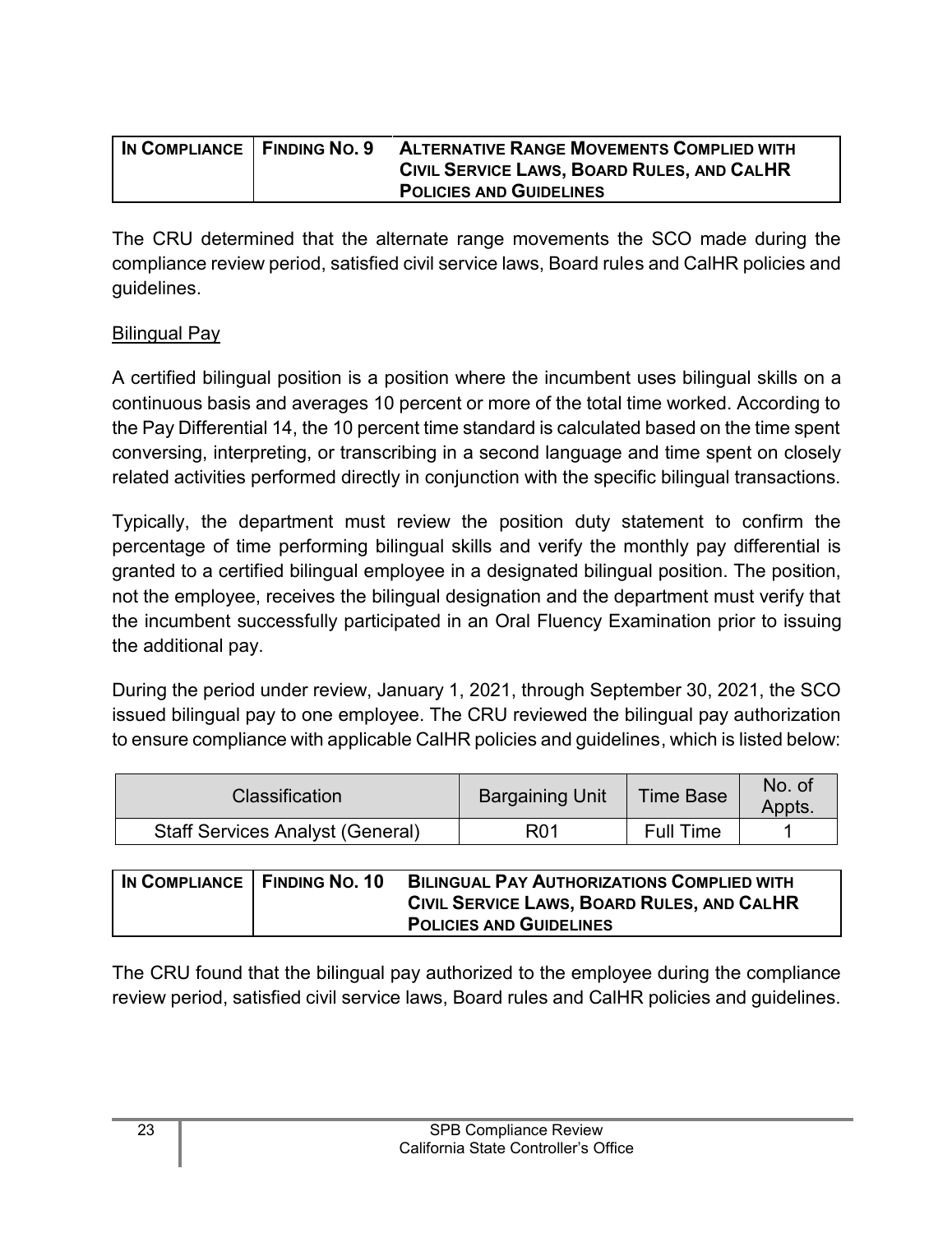| IN COMPLIANCE | FINDING NO. 9 | ALTERNATIVE RANGE MOVEMENTS COMPLIED WITH CIVIL SERVICE LAWS, BOARD RULES, AND CALHR POLICIES AND GUIDELINES |
|---|---|---|

The CRU determined that the alternate range movements the SCO made during the compliance review period, satisfied civil service laws, Board rules and CalHR policies and guidelines.

<u>Bilingual Pay</u>

A certified bilingual position is a position where the incumbent uses bilingual skills on a continuous basis and averages 10 percent or more of the total time worked. According to the Pay Differential 14, the 10 percent time standard is calculated based on the time spent conversing, interpreting, or transcribing in a second language and time spent on closely related activities performed directly in conjunction with the specific bilingual transactions.

Typically, the department must review the position duty statement to confirm the percentage of time performing bilingual skills and verify the monthly pay differential is granted to a certified bilingual employee in a designated bilingual position. The position, not the employee, receives the bilingual designation and the department must verify that the incumbent successfully participated in an Oral Fluency Examination prior to issuing the additional pay.

During the period under review, January 1, 2021, through September 30, 2021, the SCO issued bilingual pay to one employee. The CRU reviewed the bilingual pay authorization to ensure compliance with applicable CalHR policies and guidelines, which is listed below:

| Classification | Bargaining Unit | Time Base | No. of Appts. |
|---|---|---|---|
| Staff Services Analyst (General) | R01 | Full Time | 1 |

| IN COMPLIANCE | FINDING NO. 10 | BILINGUAL PAY AUTHORIZATIONS COMPLIED WITH CIVIL SERVICE LAWS, BOARD RULES, AND CALHR POLICIES AND GUIDELINES |
|---|---|---|

The CRU found that the bilingual pay authorized to the employee during the compliance review period, satisfied civil service laws, Board rules and CalHR policies and guidelines.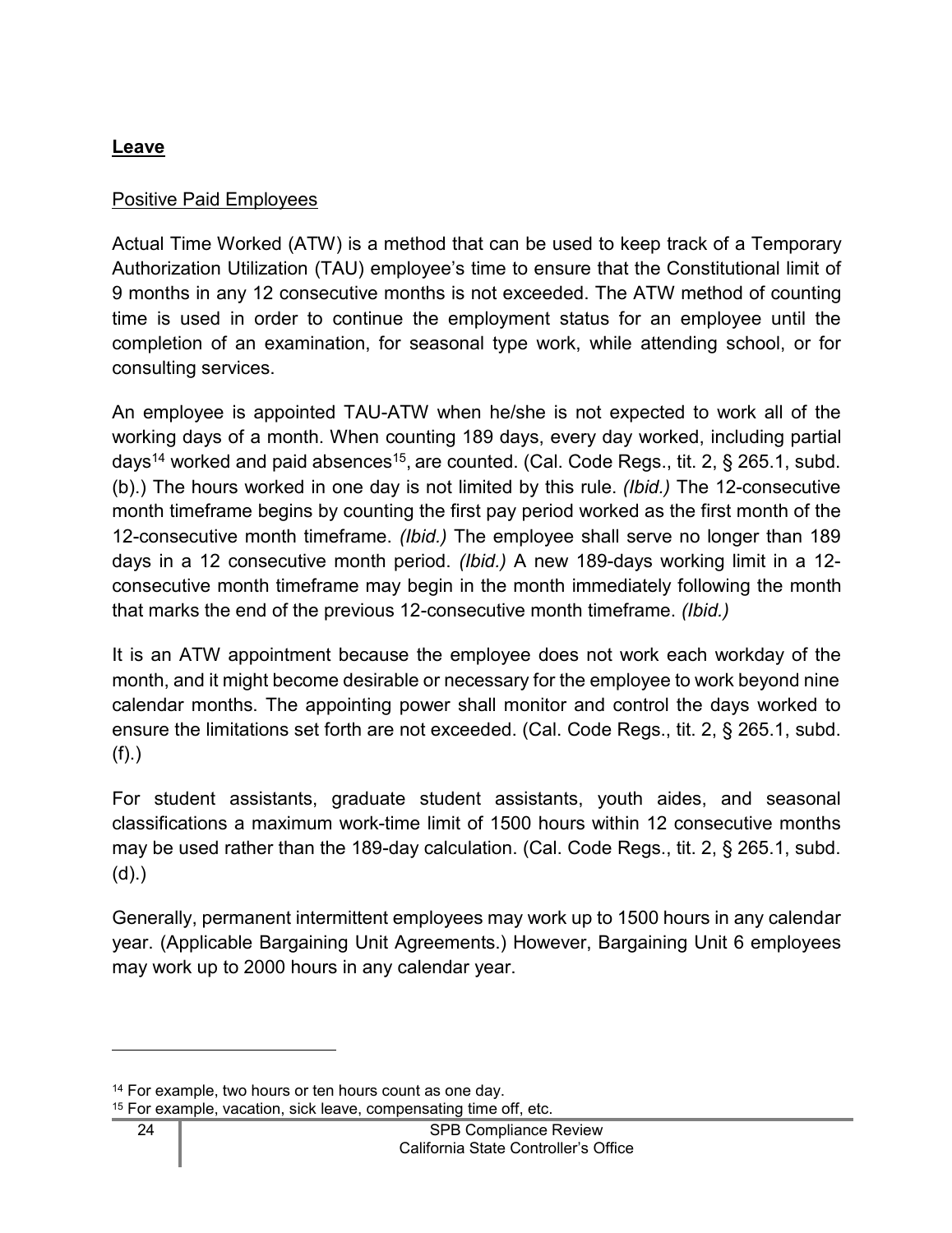**Leave**

Positive Paid Employees

Actual Time Worked (ATW) is a method that can be used to keep track of a Temporary Authorization Utilization (TAU) employee's time to ensure that the Constitutional limit of 9 months in any 12 consecutive months is not exceeded. The ATW method of counting time is used in order to continue the employment status for an employee until the completion of an examination, for seasonal type work, while attending school, or for consulting services.

An employee is appointed TAU-ATW when he/she is not expected to work all of the working days of a month. When counting 189 days, every day worked, including partial days[14] worked and paid absences[15], are counted. (Cal. Code Regs., tit. 2, § 265.1, subd. (b).) The hours worked in one day is not limited by this rule. *(Ibid.)* The 12-consecutive month timeframe begins by counting the first pay period worked as the first month of the 12-consecutive month timeframe. *(Ibid.)* The employee shall serve no longer than 189 days in a 12 consecutive month period. *(Ibid.)* A new 189-days working limit in a 12-consecutive month timeframe may begin in the month immediately following the month that marks the end of the previous 12-consecutive month timeframe. *(Ibid.)*

It is an ATW appointment because the employee does not work each workday of the month, and it might become desirable or necessary for the employee to work beyond nine calendar months. The appointing power shall monitor and control the days worked to ensure the limitations set forth are not exceeded. (Cal. Code Regs., tit. 2, § 265.1, subd. (f).)

For student assistants, graduate student assistants, youth aides, and seasonal classifications a maximum work-time limit of 1500 hours within 12 consecutive months may be used rather than the 189-day calculation. (Cal. Code Regs., tit. 2, § 265.1, subd. (d).)

Generally, permanent intermittent employees may work up to 1500 hours in any calendar year. (Applicable Bargaining Unit Agreements.) However, Bargaining Unit 6 employees may work up to 2000 hours in any calendar year.

---

[14] For example, two hours or ten hours count as one day.

[15] For example, vacation, sick leave, compensating time off, etc.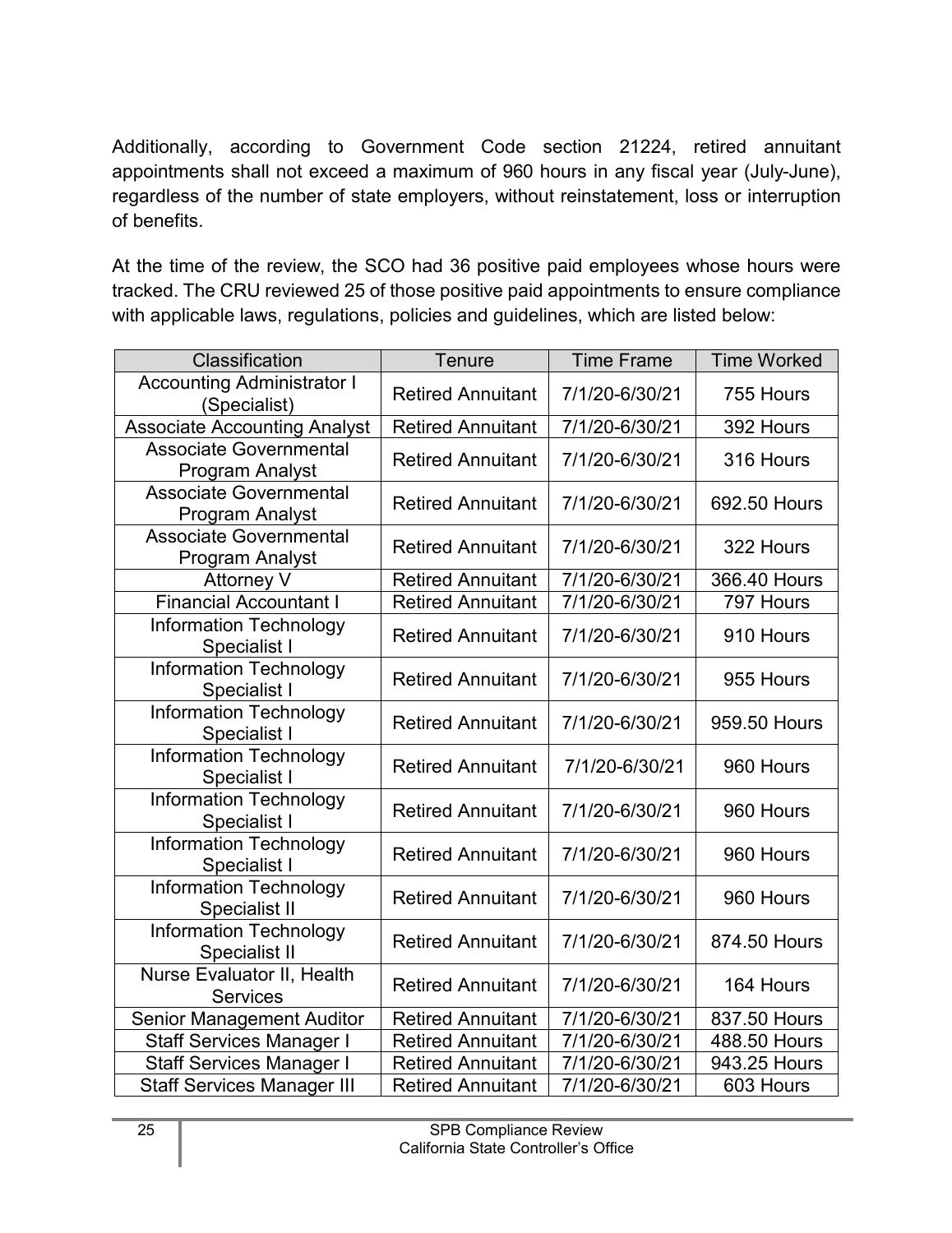Additionally, according to Government Code section 21224, retired annuitant appointments shall not exceed a maximum of 960 hours in any fiscal year (July-June), regardless of the number of state employers, without reinstatement, loss or interruption of benefits.

At the time of the review, the SCO had 36 positive paid employees whose hours were tracked. The CRU reviewed 25 of those positive paid appointments to ensure compliance with applicable laws, regulations, policies and guidelines, which are listed below:

| Classification | Tenure | Time Frame | Time Worked |
|---|---|---|---|
| Accounting Administrator I (Specialist) | Retired Annuitant | 7/1/20-6/30/21 | 755 Hours |
| Associate Accounting Analyst | Retired Annuitant | 7/1/20-6/30/21 | 392 Hours |
| Associate Governmental Program Analyst | Retired Annuitant | 7/1/20-6/30/21 | 316 Hours |
| Associate Governmental Program Analyst | Retired Annuitant | 7/1/20-6/30/21 | 692.50 Hours |
| Associate Governmental Program Analyst | Retired Annuitant | 7/1/20-6/30/21 | 322 Hours |
| Attorney V | Retired Annuitant | 7/1/20-6/30/21 | 366.40 Hours |
| Financial Accountant I | Retired Annuitant | 7/1/20-6/30/21 | 797 Hours |
| Information Technology Specialist I | Retired Annuitant | 7/1/20-6/30/21 | 910 Hours |
| Information Technology Specialist I | Retired Annuitant | 7/1/20-6/30/21 | 955 Hours |
| Information Technology Specialist I | Retired Annuitant | 7/1/20-6/30/21 | 959.50 Hours |
| Information Technology Specialist I | Retired Annuitant | 7/1/20-6/30/21 | 960 Hours |
| Information Technology Specialist I | Retired Annuitant | 7/1/20-6/30/21 | 960 Hours |
| Information Technology Specialist I | Retired Annuitant | 7/1/20-6/30/21 | 960 Hours |
| Information Technology Specialist II | Retired Annuitant | 7/1/20-6/30/21 | 960 Hours |
| Information Technology Specialist II | Retired Annuitant | 7/1/20-6/30/21 | 874.50 Hours |
| Nurse Evaluator II, Health Services | Retired Annuitant | 7/1/20-6/30/21 | 164 Hours |
| Senior Management Auditor | Retired Annuitant | 7/1/20-6/30/21 | 837.50 Hours |
| Staff Services Manager I | Retired Annuitant | 7/1/20-6/30/21 | 488.50 Hours |
| Staff Services Manager I | Retired Annuitant | 7/1/20-6/30/21 | 943.25 Hours |
| Staff Services Manager III | Retired Annuitant | 7/1/20-6/30/21 | 603 Hours |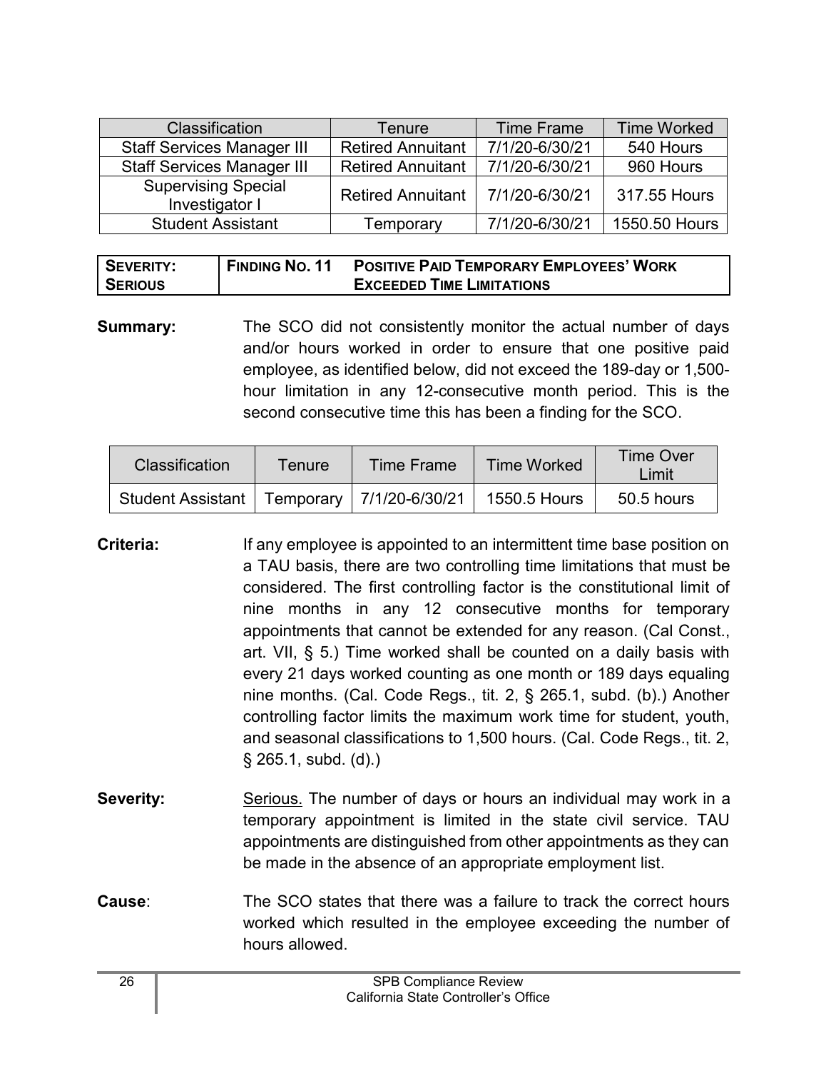| Classification | Tenure | Time Frame | Time Worked |
|---|---|---|---|
| Staff Services Manager III | Retired Annuitant | 7/1/20-6/30/21 | 540 Hours |
| Staff Services Manager III | Retired Annuitant | 7/1/20-6/30/21 | 960 Hours |
| Supervising Special Investigator I | Retired Annuitant | 7/1/20-6/30/21 | 317.55 Hours |
| Student Assistant | Temporary | 7/1/20-6/30/21 | 1550.50 Hours |

| **SEVERITY: SERIOUS** | **FINDING NO. 11** | **POSITIVE PAID TEMPORARY EMPLOYEES' WORK EXCEEDED TIME LIMITATIONS** |
|---|---|---|

**Summary:** The SCO did not consistently monitor the actual number of days and/or hours worked in order to ensure that one positive paid employee, as identified below, did not exceed the 189-day or 1,500-hour limitation in any 12-consecutive month period. This is the second consecutive time this has been a finding for the SCO.

| Classification | Tenure | Time Frame | Time Worked | Time Over Limit |
|---|---|---|---|---|
| Student Assistant | Temporary | 7/1/20-6/30/21 | 1550.5 Hours | 50.5 hours |

**Criteria:** If any employee is appointed to an intermittent time base position on a TAU basis, there are two controlling time limitations that must be considered. The first controlling factor is the constitutional limit of nine months in any 12 consecutive months for temporary appointments that cannot be extended for any reason. (Cal Const., art. VII, § 5.) Time worked shall be counted on a daily basis with every 21 days worked counting as one month or 189 days equaling nine months. (Cal. Code Regs., tit. 2, § 265.1, subd. (b).) Another controlling factor limits the maximum work time for student, youth, and seasonal classifications to 1,500 hours. (Cal. Code Regs., tit. 2, § 265.1, subd. (d).)

**Severity:** Serious. The number of days or hours an individual may work in a temporary appointment is limited in the state civil service. TAU appointments are distinguished from other appointments as they can be made in the absence of an appropriate employment list.

**Cause**: The SCO states that there was a failure to track the correct hours worked which resulted in the employee exceeding the number of hours allowed.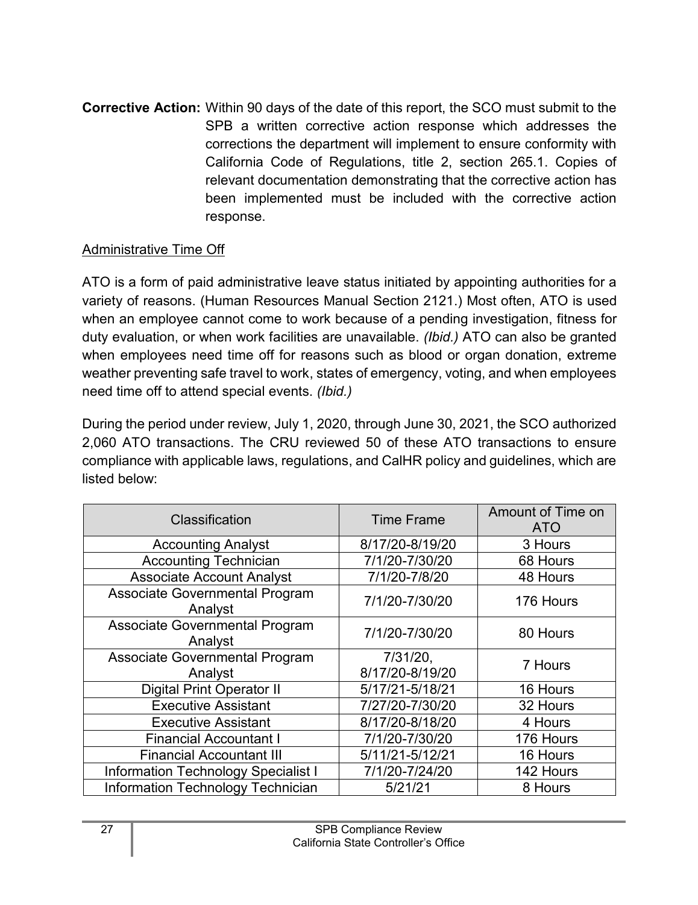**Corrective Action:** Within 90 days of the date of this report, the SCO must submit to the SPB a written corrective action response which addresses the corrections the department will implement to ensure conformity with California Code of Regulations, title 2, section 265.1. Copies of relevant documentation demonstrating that the corrective action has been implemented must be included with the corrective action response.

<u>Administrative Time Off</u>

ATO is a form of paid administrative leave status initiated by appointing authorities for a variety of reasons. (Human Resources Manual Section 2121.) Most often, ATO is used when an employee cannot come to work because of a pending investigation, fitness for duty evaluation, or when work facilities are unavailable. *(Ibid.)* ATO can also be granted when employees need time off for reasons such as blood or organ donation, extreme weather preventing safe travel to work, states of emergency, voting, and when employees need time off to attend special events. *(Ibid.)*

During the period under review, July 1, 2020, through June 30, 2021, the SCO authorized 2,060 ATO transactions. The CRU reviewed 50 of these ATO transactions to ensure compliance with applicable laws, regulations, and CalHR policy and guidelines, which are listed below:

| Classification | Time Frame | Amount of Time on ATO |
|---|---|---|
| Accounting Analyst | 8/17/20-8/19/20 | 3 Hours |
| Accounting Technician | 7/1/20-7/30/20 | 68 Hours |
| Associate Account Analyst | 7/1/20-7/8/20 | 48 Hours |
| Associate Governmental Program Analyst | 7/1/20-7/30/20 | 176 Hours |
| Associate Governmental Program Analyst | 7/1/20-7/30/20 | 80 Hours |
| Associate Governmental Program Analyst | 7/31/20, 8/17/20-8/19/20 | 7 Hours |
| Digital Print Operator II | 5/17/21-5/18/21 | 16 Hours |
| Executive Assistant | 7/27/20-7/30/20 | 32 Hours |
| Executive Assistant | 8/17/20-8/18/20 | 4 Hours |
| Financial Accountant I | 7/1/20-7/30/20 | 176 Hours |
| Financial Accountant III | 5/11/21-5/12/21 | 16 Hours |
| Information Technology Specialist I | 7/1/20-7/24/20 | 142 Hours |
| Information Technology Technician | 5/21/21 | 8 Hours |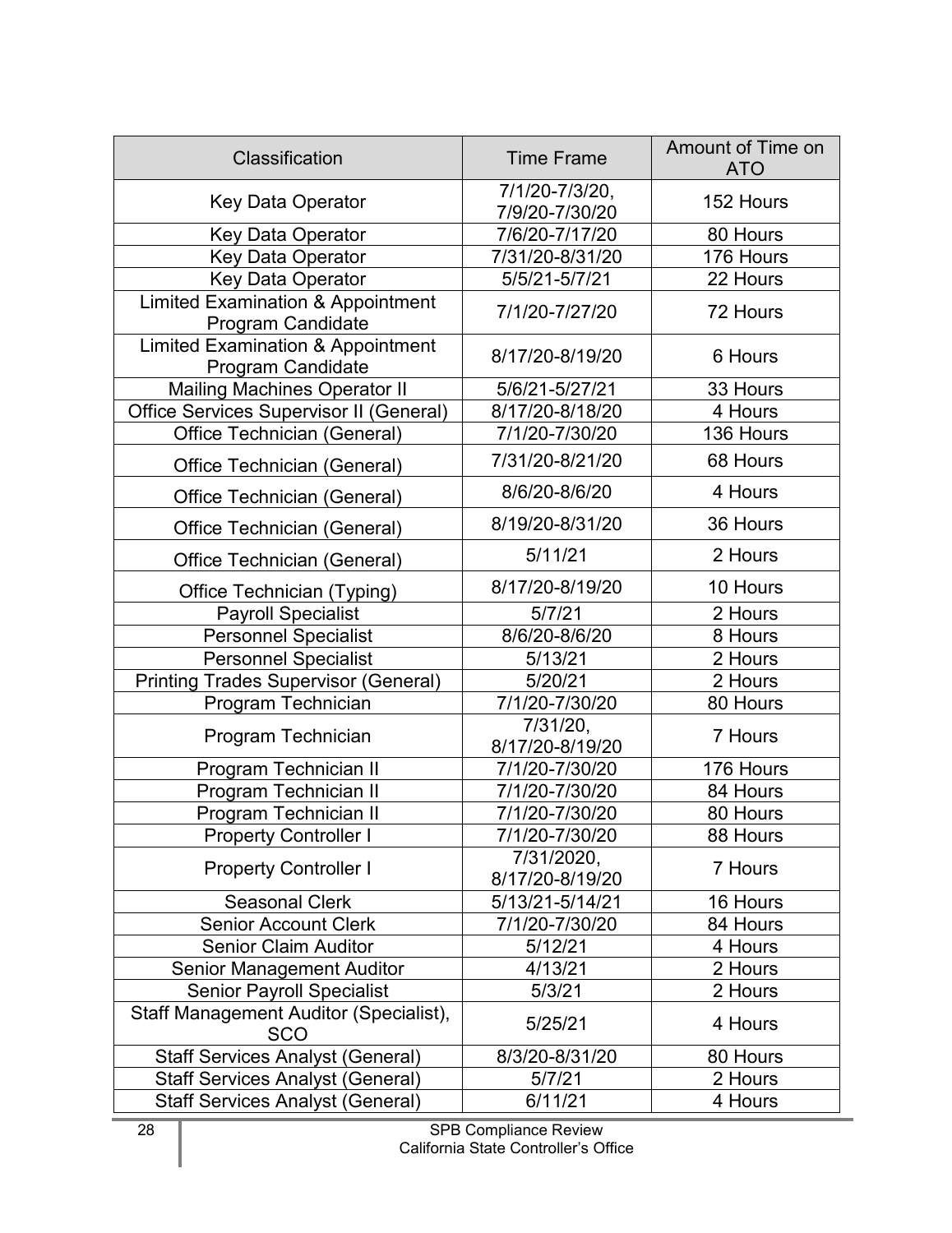| Classification | Time Frame | Amount of Time on ATO |
|---|---|---|
| Key Data Operator | 7/1/20-7/3/20, 7/9/20-7/30/20 | 152 Hours |
| Key Data Operator | 7/6/20-7/17/20 | 80 Hours |
| Key Data Operator | 7/31/20-8/31/20 | 176 Hours |
| Key Data Operator | 5/5/21-5/7/21 | 22 Hours |
| Limited Examination & Appointment Program Candidate | 7/1/20-7/27/20 | 72 Hours |
| Limited Examination & Appointment Program Candidate | 8/17/20-8/19/20 | 6 Hours |
| Mailing Machines Operator II | 5/6/21-5/27/21 | 33 Hours |
| Office Services Supervisor II (General) | 8/17/20-8/18/20 | 4 Hours |
| Office Technician (General) | 7/1/20-7/30/20 | 136 Hours |
| Office Technician (General) | 7/31/20-8/21/20 | 68 Hours |
| Office Technician (General) | 8/6/20-8/6/20 | 4 Hours |
| Office Technician (General) | 8/19/20-8/31/20 | 36 Hours |
| Office Technician (General) | 5/11/21 | 2 Hours |
| Office Technician (Typing) | 8/17/20-8/19/20 | 10 Hours |
| Payroll Specialist | 5/7/21 | 2 Hours |
| Personnel Specialist | 8/6/20-8/6/20 | 8 Hours |
| Personnel Specialist | 5/13/21 | 2 Hours |
| Printing Trades Supervisor (General) | 5/20/21 | 2 Hours |
| Program Technician | 7/1/20-7/30/20 | 80 Hours |
| Program Technician | 7/31/20, 8/17/20-8/19/20 | 7 Hours |
| Program Technician II | 7/1/20-7/30/20 | 176 Hours |
| Program Technician II | 7/1/20-7/30/20 | 84 Hours |
| Program Technician II | 7/1/20-7/30/20 | 80 Hours |
| Property Controller I | 7/1/20-7/30/20 | 88 Hours |
| Property Controller I | 7/31/2020, 8/17/20-8/19/20 | 7 Hours |
| Seasonal Clerk | 5/13/21-5/14/21 | 16 Hours |
| Senior Account Clerk | 7/1/20-7/30/20 | 84 Hours |
| Senior Claim Auditor | 5/12/21 | 4 Hours |
| Senior Management Auditor | 4/13/21 | 2 Hours |
| Senior Payroll Specialist | 5/3/21 | 2 Hours |
| Staff Management Auditor (Specialist), SCO | 5/25/21 | 4 Hours |
| Staff Services Analyst (General) | 8/3/20-8/31/20 | 80 Hours |
| Staff Services Analyst (General) | 5/7/21 | 2 Hours |
| Staff Services Analyst (General) | 6/11/21 | 4 Hours |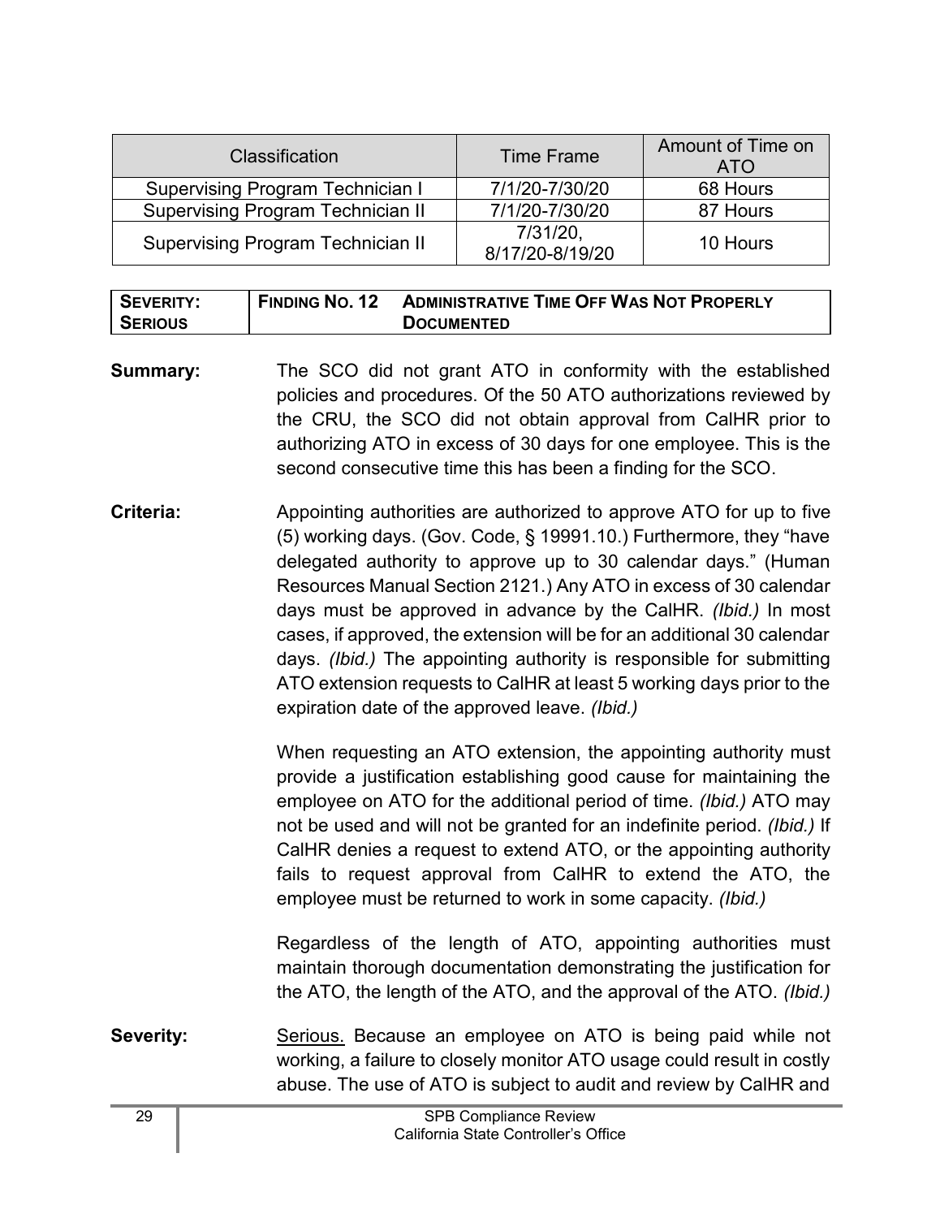| Classification | Time Frame | Amount of Time on ATO |
|---|---|---|
| Supervising Program Technician I | 7/1/20-7/30/20 | 68 Hours |
| Supervising Program Technician II | 7/1/20-7/30/20 | 87 Hours |
| Supervising Program Technician II | 7/31/20, 8/17/20-8/19/20 | 10 Hours |

| **SEVERITY: SERIOUS** | **FINDING NO. 12 ADMINISTRATIVE TIME OFF WAS NOT PROPERLY DOCUMENTED** |
|---|---|

**Summary:** The SCO did not grant ATO in conformity with the established policies and procedures. Of the 50 ATO authorizations reviewed by the CRU, the SCO did not obtain approval from CalHR prior to authorizing ATO in excess of 30 days for one employee. This is the second consecutive time this has been a finding for the SCO.

**Criteria:** Appointing authorities are authorized to approve ATO for up to five (5) working days. (Gov. Code, § 19991.10.) Furthermore, they "have delegated authority to approve up to 30 calendar days." (Human Resources Manual Section 2121.) Any ATO in excess of 30 calendar days must be approved in advance by the CalHR. *(Ibid.)* In most cases, if approved, the extension will be for an additional 30 calendar days. *(Ibid.)* The appointing authority is responsible for submitting ATO extension requests to CalHR at least 5 working days prior to the expiration date of the approved leave. *(Ibid.)*

When requesting an ATO extension, the appointing authority must provide a justification establishing good cause for maintaining the employee on ATO for the additional period of time. *(Ibid.)* ATO may not be used and will not be granted for an indefinite period. *(Ibid.)* If CalHR denies a request to extend ATO, or the appointing authority fails to request approval from CalHR to extend the ATO, the employee must be returned to work in some capacity. *(Ibid.)*

Regardless of the length of ATO, appointing authorities must maintain thorough documentation demonstrating the justification for the ATO, the length of the ATO, and the approval of the ATO. *(Ibid.)*

**Severity:** Serious. Because an employee on ATO is being paid while not working, a failure to closely monitor ATO usage could result in costly abuse. The use of ATO is subject to audit and review by CalHR and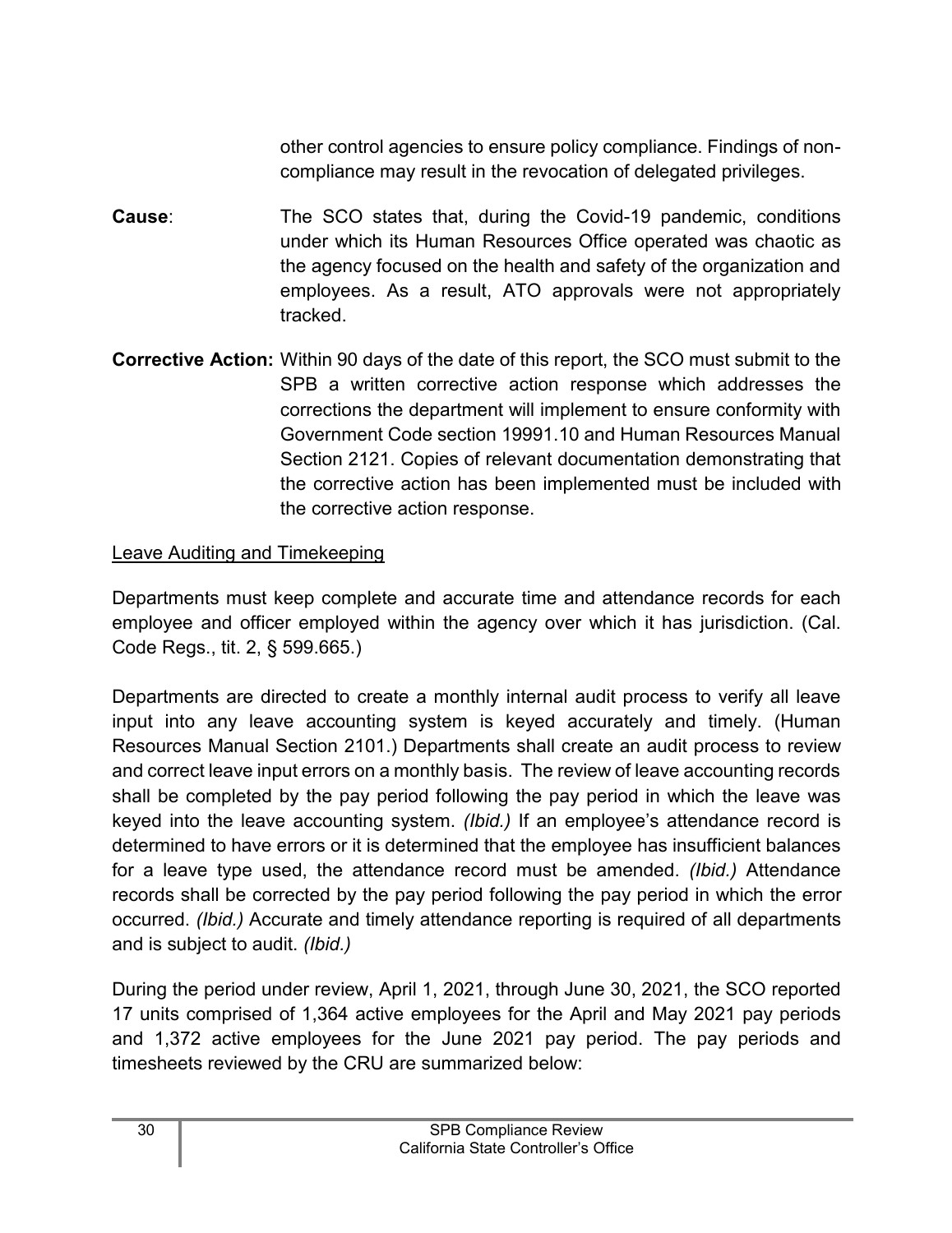other control agencies to ensure policy compliance. Findings of non-compliance may result in the revocation of delegated privileges.

**Cause**: The SCO states that, during the Covid-19 pandemic, conditions under which its Human Resources Office operated was chaotic as the agency focused on the health and safety of the organization and employees. As a result, ATO approvals were not appropriately tracked.

**Corrective Action:** Within 90 days of the date of this report, the SCO must submit to the SPB a written corrective action response which addresses the corrections the department will implement to ensure conformity with Government Code section 19991.10 and Human Resources Manual Section 2121. Copies of relevant documentation demonstrating that the corrective action has been implemented must be included with the corrective action response.

Leave Auditing and Timekeeping

Departments must keep complete and accurate time and attendance records for each employee and officer employed within the agency over which it has jurisdiction. (Cal. Code Regs., tit. 2, § 599.665.)

Departments are directed to create a monthly internal audit process to verify all leave input into any leave accounting system is keyed accurately and timely. (Human Resources Manual Section 2101.) Departments shall create an audit process to review and correct leave input errors on a monthly basis. The review of leave accounting records shall be completed by the pay period following the pay period in which the leave was keyed into the leave accounting system. *(Ibid.)* If an employee's attendance record is determined to have errors or it is determined that the employee has insufficient balances for a leave type used, the attendance record must be amended. *(Ibid.)* Attendance records shall be corrected by the pay period following the pay period in which the error occurred. *(Ibid.)* Accurate and timely attendance reporting is required of all departments and is subject to audit. *(Ibid.)*

During the period under review, April 1, 2021, through June 30, 2021, the SCO reported 17 units comprised of 1,364 active employees for the April and May 2021 pay periods and 1,372 active employees for the June 2021 pay period. The pay periods and timesheets reviewed by the CRU are summarized below: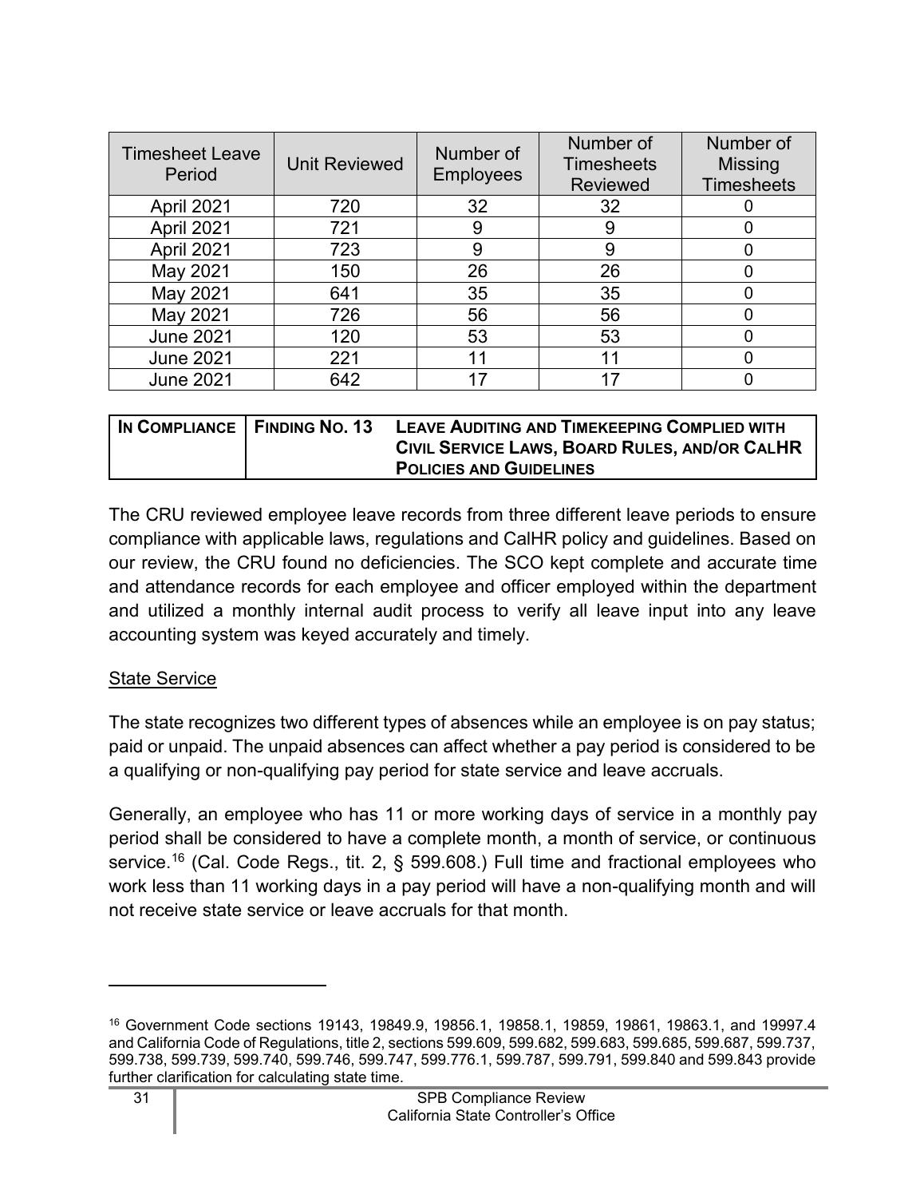| Timesheet Leave Period | Unit Reviewed | Number of Employees | Number of Timesheets Reviewed | Number of Missing Timesheets |
|---|---|---|---|---|
| April 2021 | 720 | 32 | 32 | 0 |
| April 2021 | 721 | 9 | 9 | 0 |
| April 2021 | 723 | 9 | 9 | 0 |
| May 2021 | 150 | 26 | 26 | 0 |
| May 2021 | 641 | 35 | 35 | 0 |
| May 2021 | 726 | 56 | 56 | 0 |
| June 2021 | 120 | 53 | 53 | 0 |
| June 2021 | 221 | 11 | 11 | 0 |
| June 2021 | 642 | 17 | 17 | 0 |

| IN COMPLIANCE | FINDING NO. 13 | LEAVE AUDITING AND TIMEKEEPING COMPLIED WITH CIVIL SERVICE LAWS, BOARD RULES, AND/OR CALHR POLICIES AND GUIDELINES |
|---|---|---|

The CRU reviewed employee leave records from three different leave periods to ensure compliance with applicable laws, regulations and CalHR policy and guidelines. Based on our review, the CRU found no deficiencies. The SCO kept complete and accurate time and attendance records for each employee and officer employed within the department and utilized a monthly internal audit process to verify all leave input into any leave accounting system was keyed accurately and timely.

<u>State Service</u>

The state recognizes two different types of absences while an employee is on pay status; paid or unpaid. The unpaid absences can affect whether a pay period is considered to be a qualifying or non-qualifying pay period for state service and leave accruals.

Generally, an employee who has 11 or more working days of service in a monthly pay period shall be considered to have a complete month, a month of service, or continuous service.[16] (Cal. Code Regs., tit. 2, § 599.608.) Full time and fractional employees who work less than 11 working days in a pay period will have a non-qualifying month and will not receive state service or leave accruals for that month.

[16] Government Code sections 19143, 19849.9, 19856.1, 19858.1, 19859, 19861, 19863.1, and 19997.4 and California Code of Regulations, title 2, sections 599.609, 599.682, 599.683, 599.685, 599.687, 599.737, 599.738, 599.739, 599.740, 599.746, 599.747, 599.776.1, 599.787, 599.791, 599.840 and 599.843 provide further clarification for calculating state time.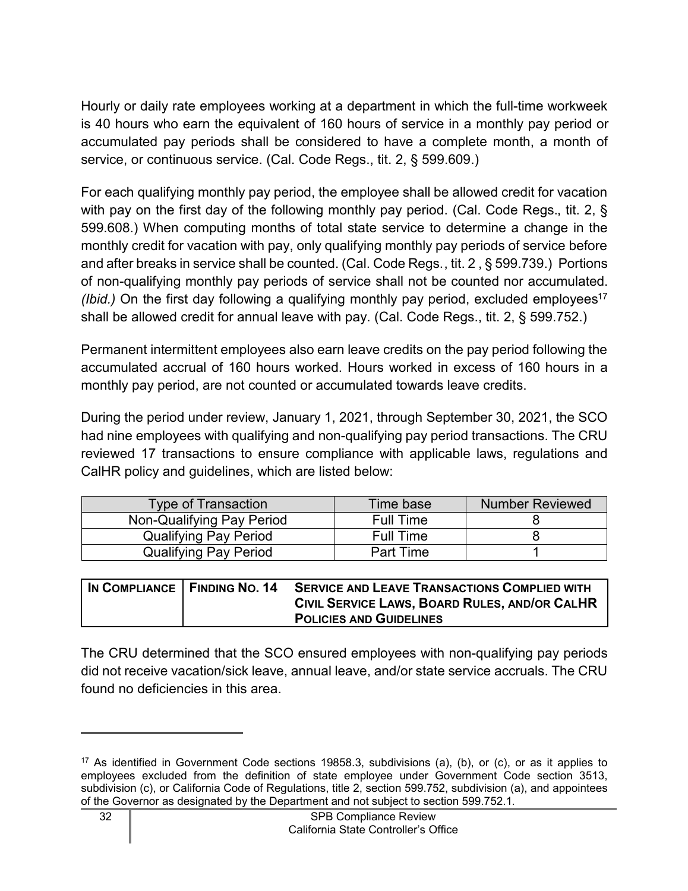Hourly or daily rate employees working at a department in which the full-time workweek is 40 hours who earn the equivalent of 160 hours of service in a monthly pay period or accumulated pay periods shall be considered to have a complete month, a month of service, or continuous service. (Cal. Code Regs., tit. 2, § 599.609.)

For each qualifying monthly pay period, the employee shall be allowed credit for vacation with pay on the first day of the following monthly pay period. (Cal. Code Regs., tit. 2, § 599.608.) When computing months of total state service to determine a change in the monthly credit for vacation with pay, only qualifying monthly pay periods of service before and after breaks in service shall be counted. (Cal. Code Regs., tit. 2 , § 599.739.) Portions of non-qualifying monthly pay periods of service shall not be counted nor accumulated. *(Ibid.)* On the first day following a qualifying monthly pay period, excluded employees[17] shall be allowed credit for annual leave with pay. (Cal. Code Regs., tit. 2, § 599.752.)

Permanent intermittent employees also earn leave credits on the pay period following the accumulated accrual of 160 hours worked. Hours worked in excess of 160 hours in a monthly pay period, are not counted or accumulated towards leave credits.

During the period under review, January 1, 2021, through September 30, 2021, the SCO had nine employees with qualifying and non-qualifying pay period transactions. The CRU reviewed 17 transactions to ensure compliance with applicable laws, regulations and CalHR policy and guidelines, which are listed below:

| Type of Transaction | Time base | Number Reviewed |
|---|---|---|
| Non-Qualifying Pay Period | Full Time | 8 |
| Qualifying Pay Period | Full Time | 8 |
| Qualifying Pay Period | Part Time | 1 |

| IN COMPLIANCE | FINDING NO. 14 | SERVICE AND LEAVE TRANSACTIONS COMPLIED WITH CIVIL SERVICE LAWS, BOARD RULES, AND/OR CALHR POLICIES AND GUIDELINES |
|---|---|---|

The CRU determined that the SCO ensured employees with non-qualifying pay periods did not receive vacation/sick leave, annual leave, and/or state service accruals. The CRU found no deficiencies in this area.

---

[17] As identified in Government Code sections 19858.3, subdivisions (a), (b), or (c), or as it applies to employees excluded from the definition of state employee under Government Code section 3513, subdivision (c), or California Code of Regulations, title 2, section 599.752, subdivision (a), and appointees of the Governor as designated by the Department and not subject to section 599.752.1.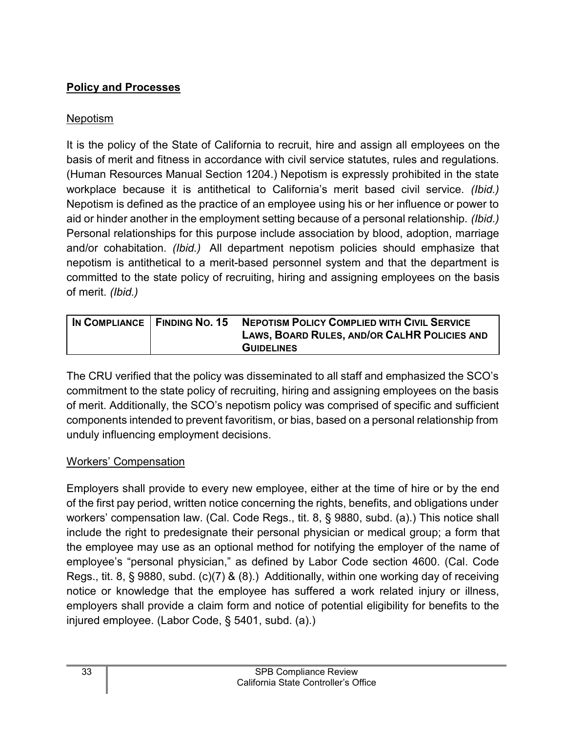## **Policy and Processes**

### Nepotism

It is the policy of the State of California to recruit, hire and assign all employees on the basis of merit and fitness in accordance with civil service statutes, rules and regulations. (Human Resources Manual Section 1204.) Nepotism is expressly prohibited in the state workplace because it is antithetical to California's merit based civil service. *(Ibid.)* Nepotism is defined as the practice of an employee using his or her influence or power to aid or hinder another in the employment setting because of a personal relationship. *(Ibid.)* Personal relationships for this purpose include association by blood, adoption, marriage and/or cohabitation. *(Ibid.)* All department nepotism policies should emphasize that nepotism is antithetical to a merit-based personnel system and that the department is committed to the state policy of recruiting, hiring and assigning employees on the basis of merit. *(Ibid.)*

| **IN COMPLIANCE** | **FINDING NO. 15** | **NEPOTISM POLICY COMPLIED WITH CIVIL SERVICE LAWS, BOARD RULES, AND/OR CALHR POLICIES AND GUIDELINES** |
|---|---|---|

The CRU verified that the policy was disseminated to all staff and emphasized the SCO's commitment to the state policy of recruiting, hiring and assigning employees on the basis of merit. Additionally, the SCO's nepotism policy was comprised of specific and sufficient components intended to prevent favoritism, or bias, based on a personal relationship from unduly influencing employment decisions.

### Workers' Compensation

Employers shall provide to every new employee, either at the time of hire or by the end of the first pay period, written notice concerning the rights, benefits, and obligations under workers' compensation law. (Cal. Code Regs., tit. 8, § 9880, subd. (a).) This notice shall include the right to predesignate their personal physician or medical group; a form that the employee may use as an optional method for notifying the employer of the name of employee's "personal physician," as defined by Labor Code section 4600. (Cal. Code Regs., tit. 8, § 9880, subd. (c)(7) & (8).) Additionally, within one working day of receiving notice or knowledge that the employee has suffered a work related injury or illness, employers shall provide a claim form and notice of potential eligibility for benefits to the injured employee. (Labor Code, § 5401, subd. (a).)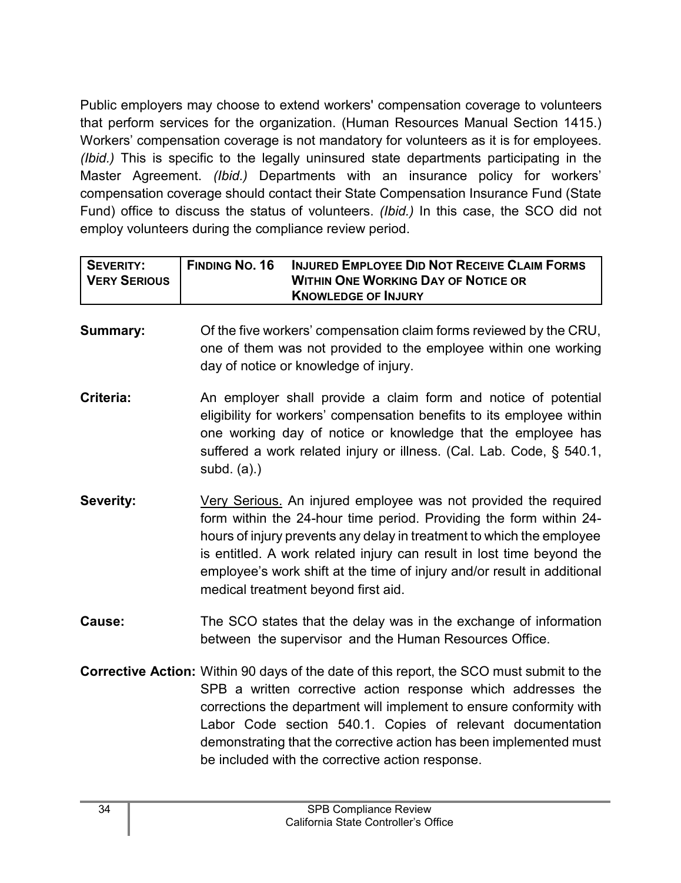Public employers may choose to extend workers' compensation coverage to volunteers that perform services for the organization. (Human Resources Manual Section 1415.) Workers' compensation coverage is not mandatory for volunteers as it is for employees. *(Ibid.)* This is specific to the legally uninsured state departments participating in the Master Agreement. *(Ibid.)* Departments with an insurance policy for workers' compensation coverage should contact their State Compensation Insurance Fund (State Fund) office to discuss the status of volunteers. *(Ibid.)* In this case, the SCO did not employ volunteers during the compliance review period.

| **SEVERITY: VERY SERIOUS** | **FINDING NO. 16** | **INJURED EMPLOYEE DID NOT RECEIVE CLAIM FORMS WITHIN ONE WORKING DAY OF NOTICE OR KNOWLEDGE OF INJURY** |
|---|---|---|

**Summary:** Of the five workers' compensation claim forms reviewed by the CRU, one of them was not provided to the employee within one working day of notice or knowledge of injury.

**Criteria:** An employer shall provide a claim form and notice of potential eligibility for workers' compensation benefits to its employee within one working day of notice or knowledge that the employee has suffered a work related injury or illness. (Cal. Lab. Code, § 540.1, subd. (a).)

**Severity:** Very Serious. An injured employee was not provided the required form within the 24-hour time period. Providing the form within 24-hours of injury prevents any delay in treatment to which the employee is entitled. A work related injury can result in lost time beyond the employee's work shift at the time of injury and/or result in additional medical treatment beyond first aid.

**Cause:** The SCO states that the delay was in the exchange of information between the supervisor and the Human Resources Office.

**Corrective Action:** Within 90 days of the date of this report, the SCO must submit to the SPB a written corrective action response which addresses the corrections the department will implement to ensure conformity with Labor Code section 540.1. Copies of relevant documentation demonstrating that the corrective action has been implemented must be included with the corrective action response.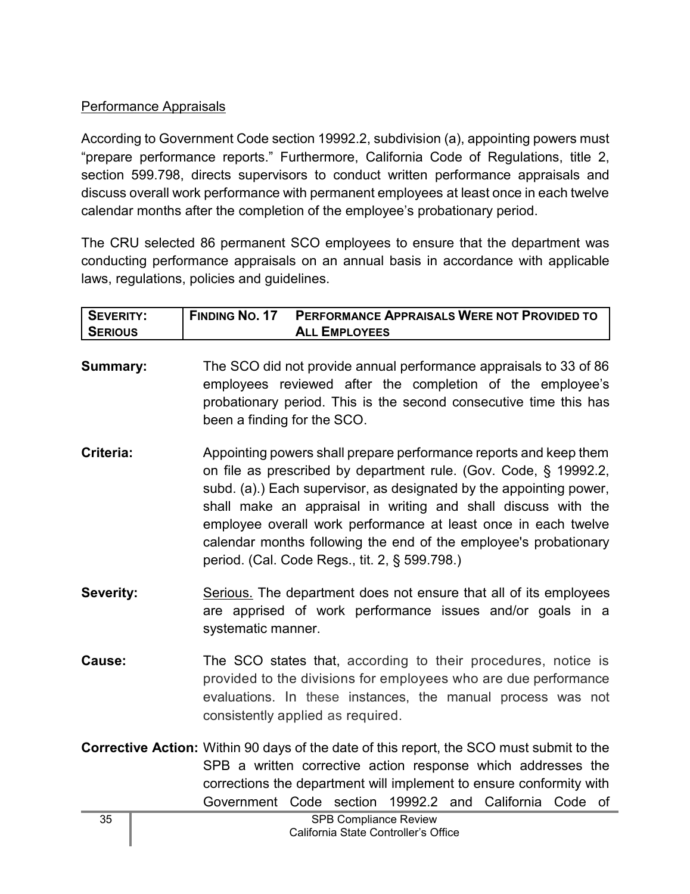Performance Appraisals

According to Government Code section 19992.2, subdivision (a), appointing powers must "prepare performance reports." Furthermore, California Code of Regulations, title 2, section 599.798, directs supervisors to conduct written performance appraisals and discuss overall work performance with permanent employees at least once in each twelve calendar months after the completion of the employee's probationary period.

The CRU selected 86 permanent SCO employees to ensure that the department was conducting performance appraisals on an annual basis in accordance with applicable laws, regulations, policies and guidelines.

| **SEVERITY: SERIOUS** | **FINDING NO. 17** | **PERFORMANCE APPRAISALS WERE NOT PROVIDED TO ALL EMPLOYEES** |
|---|---|---|

**Summary:** The SCO did not provide annual performance appraisals to 33 of 86 employees reviewed after the completion of the employee's probationary period. This is the second consecutive time this has been a finding for the SCO.

**Criteria:** Appointing powers shall prepare performance reports and keep them on file as prescribed by department rule. (Gov. Code, § 19992.2, subd. (a).) Each supervisor, as designated by the appointing power, shall make an appraisal in writing and shall discuss with the employee overall work performance at least once in each twelve calendar months following the end of the employee's probationary period. (Cal. Code Regs., tit. 2, § 599.798.)

**Severity:** Serious. The department does not ensure that all of its employees are apprised of work performance issues and/or goals in a systematic manner.

**Cause:** The SCO states that, according to their procedures, notice is provided to the divisions for employees who are due performance evaluations. In these instances, the manual process was not consistently applied as required.

**Corrective Action:** Within 90 days of the date of this report, the SCO must submit to the SPB a written corrective action response which addresses the corrections the department will implement to ensure conformity with Government Code section 19992.2 and California Code of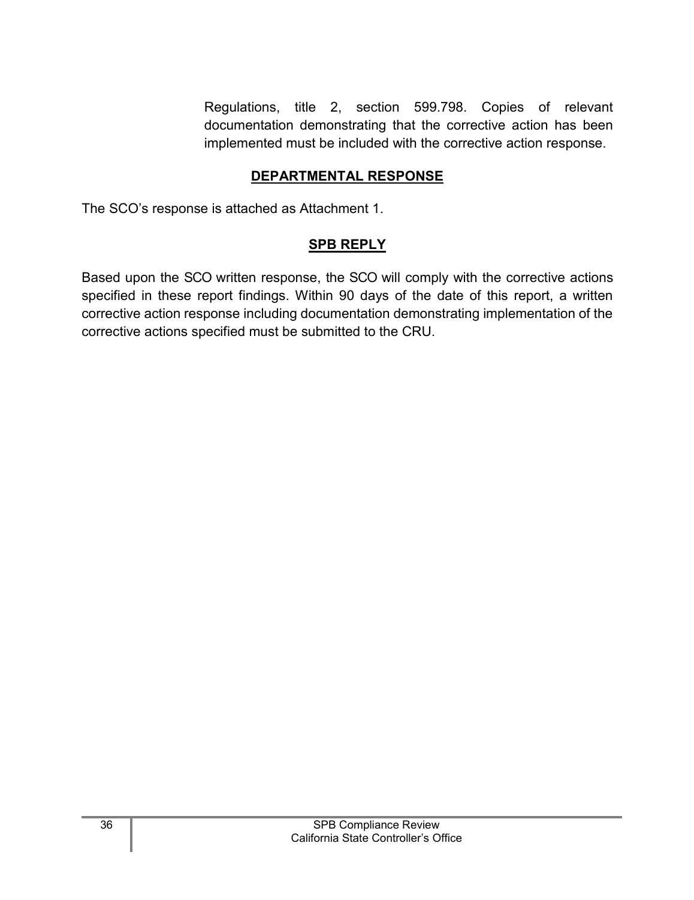Regulations, title 2, section 599.798. Copies of relevant documentation demonstrating that the corrective action has been implemented must be included with the corrective action response.

## DEPARTMENTAL RESPONSE

The SCO's response is attached as Attachment 1.

## SPB REPLY

Based upon the SCO written response, the SCO will comply with the corrective actions specified in these report findings. Within 90 days of the date of this report, a written corrective action response including documentation demonstrating implementation of the corrective actions specified must be submitted to the CRU.